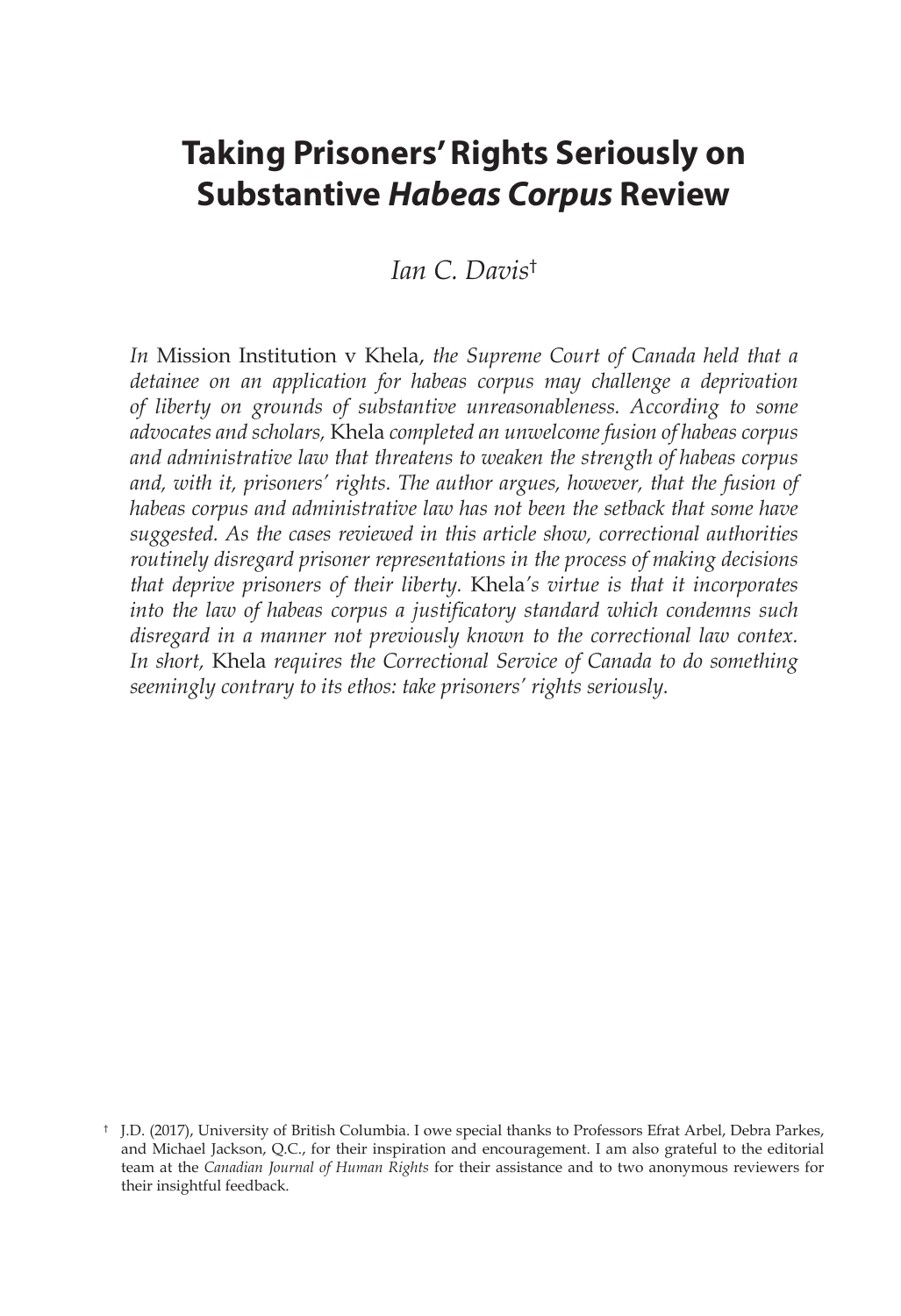# Taking Prisoners' Rights Seriously on Substantive *Habeas Corpus* Review

*Ian C. Davis*[†]

*In* Mission Institution v Khela, *the Supreme Court of Canada held that a detainee on an application for habeas corpus may challenge a deprivation of liberty on grounds of substantive unreasonableness. According to some advocates and scholars,* Khela *completed an unwelcome fusion of habeas corpus and administrative law that threatens to weaken the strength of habeas corpus and, with it, prisoners' rights. The author argues, however, that the fusion of habeas corpus and administrative law has not been the setback that some have suggested. As the cases reviewed in this article show, correctional authorities routinely disregard prisoner representations in the process of making decisions that deprive prisoners of their liberty.* Khela*'s virtue is that it incorporates into the law of habeas corpus a justificatory standard which condemns such disregard in a manner not previously known to the correctional law contex. In short,* Khela *requires the Correctional Service of Canada to do something seemingly contrary to its ethos: take prisoners' rights seriously.*

[†] J.D. (2017), University of British Columbia. I owe special thanks to Professors Efrat Arbel, Debra Parkes, and Michael Jackson, Q.C., for their inspiration and encouragement. I am also grateful to the editorial team at the *Canadian Journal of Human Rights* for their assistance and to two anonymous reviewers for their insightful feedback.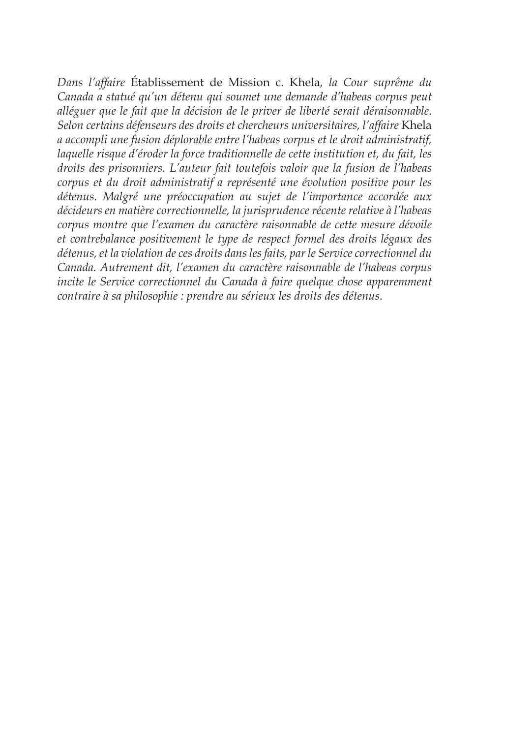*Dans l'affaire* Établissement de Mission c. Khela*, la Cour suprême du Canada a statué qu'un détenu qui soumet une demande d'habeas corpus peut alléguer que le fait que la décision de le priver de liberté serait déraisonnable. Selon certains défenseurs des droits et chercheurs universitaires, l'affaire* Khela *a accompli une fusion déplorable entre l'habeas corpus et le droit administratif, laquelle risque d'éroder la force traditionnelle de cette institution et, du fait, les droits des prisonniers. L'auteur fait toutefois valoir que la fusion de l'habeas corpus et du droit administratif a représenté une évolution positive pour les détenus. Malgré une préoccupation au sujet de l'importance accordée aux décideurs en matière correctionnelle, la jurisprudence récente relative à l'habeas corpus montre que l'examen du caractère raisonnable de cette mesure dévoile et contrebalance positivement le type de respect formel des droits légaux des détenus, et la violation de ces droits dans les faits, par le Service correctionnel du Canada. Autrement dit, l'examen du caractère raisonnable de l'habeas corpus incite le Service correctionnel du Canada à faire quelque chose apparemment contraire à sa philosophie : prendre au sérieux les droits des détenus.*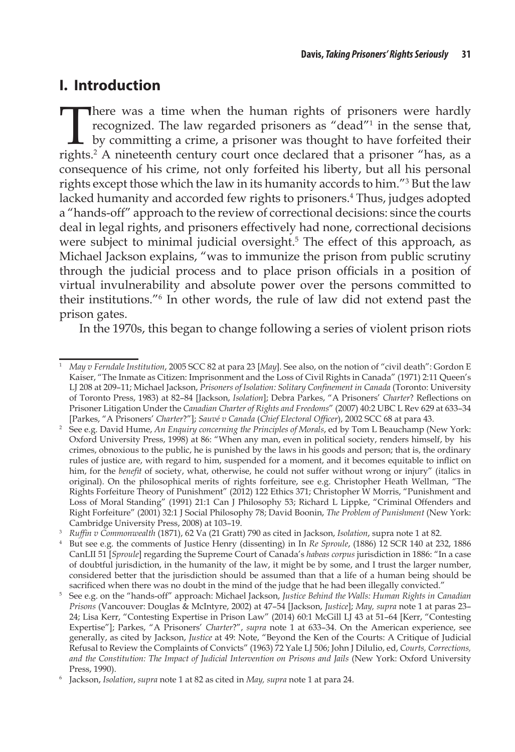# I. Introduction

There was a time when the human rights of prisoners were hardly recognized. The law regarded prisoners as "dead"[1] in the sense that, by committing a crime, a prisoner was thought to have forfeited their rights.[2] A nineteenth century court once declared that a prisoner "has, as a consequence of his crime, not only forfeited his liberty, but all his personal rights except those which the law in its humanity accords to him."[3] But the law lacked humanity and accorded few rights to prisoners.[4] Thus, judges adopted a "hands-off" approach to the review of correctional decisions: since the courts deal in legal rights, and prisoners effectively had none, correctional decisions were subject to minimal judicial oversight.[5] The effect of this approach, as Michael Jackson explains, "was to immunize the prison from public scrutiny through the judicial process and to place prison officials in a position of virtual invulnerability and absolute power over the persons committed to their institutions."[6] In other words, the rule of law did not extend past the prison gates.

In the 1970s, this began to change following a series of violent prison riots

---

[1] *May v Ferndale Institution*, 2005 SCC 82 at para 23 [*May*]. See also, on the notion of "civil death": Gordon E Kaiser, "The Inmate as Citizen: Imprisonment and the Loss of Civil Rights in Canada" (1971) 2:11 Queen's LJ 208 at 209–11; Michael Jackson, *Prisoners of Isolation: Solitary Confinement in Canada* (Toronto: University of Toronto Press, 1983) at 82–84 [Jackson, *Isolation*]; Debra Parkes, "A Prisoners' *Charter*? Reflections on Prisoner Litigation Under the *Canadian Charter of Rights and Freedoms*" (2007) 40:2 UBC L Rev 629 at 633–34 [Parkes, "A Prisoners' *Charter*?"]; *Sauvé v Canada* (*Chief Electoral Officer*), 2002 SCC 68 at para 43.

[2] See e.g. David Hume, *An Enquiry concerning the Principles of Morals*, ed by Tom L Beauchamp (New York: Oxford University Press, 1998) at 86: "When any man, even in political society, renders himself, by his crimes, obnoxious to the public, he is punished by the laws in his goods and person; that is, the ordinary rules of justice are, with regard to him, suspended for a moment, and it becomes equitable to inflict on him, for the *benefit* of society, what, otherwise, he could not suffer without wrong or injury" (italics in original). On the philosophical merits of rights forfeiture, see e.g. Christopher Heath Wellman, "The Rights Forfeiture Theory of Punishment" (2012) 122 Ethics 371; Christopher W Morris, "Punishment and Loss of Moral Standing" (1991) 21:1 Can J Philosophy 53; Richard L Lippke, "Criminal Offenders and Right Forfeiture" (2001) 32:1 J Social Philosophy 78; David Boonin, *The Problem of Punishment* (New York: Cambridge University Press, 2008) at 103–19.

[3] *Ruffin v Commonwealth* (1871), 62 Va (21 Gratt) 790 as cited in Jackson, *Isolation*, supra note 1 at 82.

[4] But see e.g. the comments of Justice Henry (dissenting) in In *Re Sproule*, (1886) 12 SCR 140 at 232, 1886 CanLII 51 [*Sproule*] regarding the Supreme Court of Canada's *habeas corpus* jurisdiction in 1886: "In a case of doubtful jurisdiction, in the humanity of the law, it might be by some, and I trust the larger number, considered better that the jurisdiction should be assumed than that a life of a human being should be sacrificed when there was no doubt in the mind of the judge that he had been illegally convicted."

[5] See e.g. on the "hands-off" approach: Michael Jackson, *Justice Behind the Walls: Human Rights in Canadian Prisons* (Vancouver: Douglas & McIntyre, 2002) at 47–54 [Jackson, *Justice*]; *May, supra* note 1 at paras 23–24; Lisa Kerr, "Contesting Expertise in Prison Law" (2014) 60:1 McGill LJ 43 at 51–64 [Kerr, "Contesting Expertise"]; Parkes, "A Prisoners' *Charter*?", *supra* note 1 at 633–34. On the American experience, see generally, as cited by Jackson, *Justice* at 49: Note, "Beyond the Ken of the Courts: A Critique of Judicial Refusal to Review the Complaints of Convicts" (1963) 72 Yale LJ 506; John J Dilulio, ed, *Courts, Corrections, and the Constitution: The Impact of Judicial Intervention on Prisons and Jails* (New York: Oxford University Press, 1990).

[6] Jackson, *Isolation*, *supra* note 1 at 82 as cited in *May, supra* note 1 at para 24.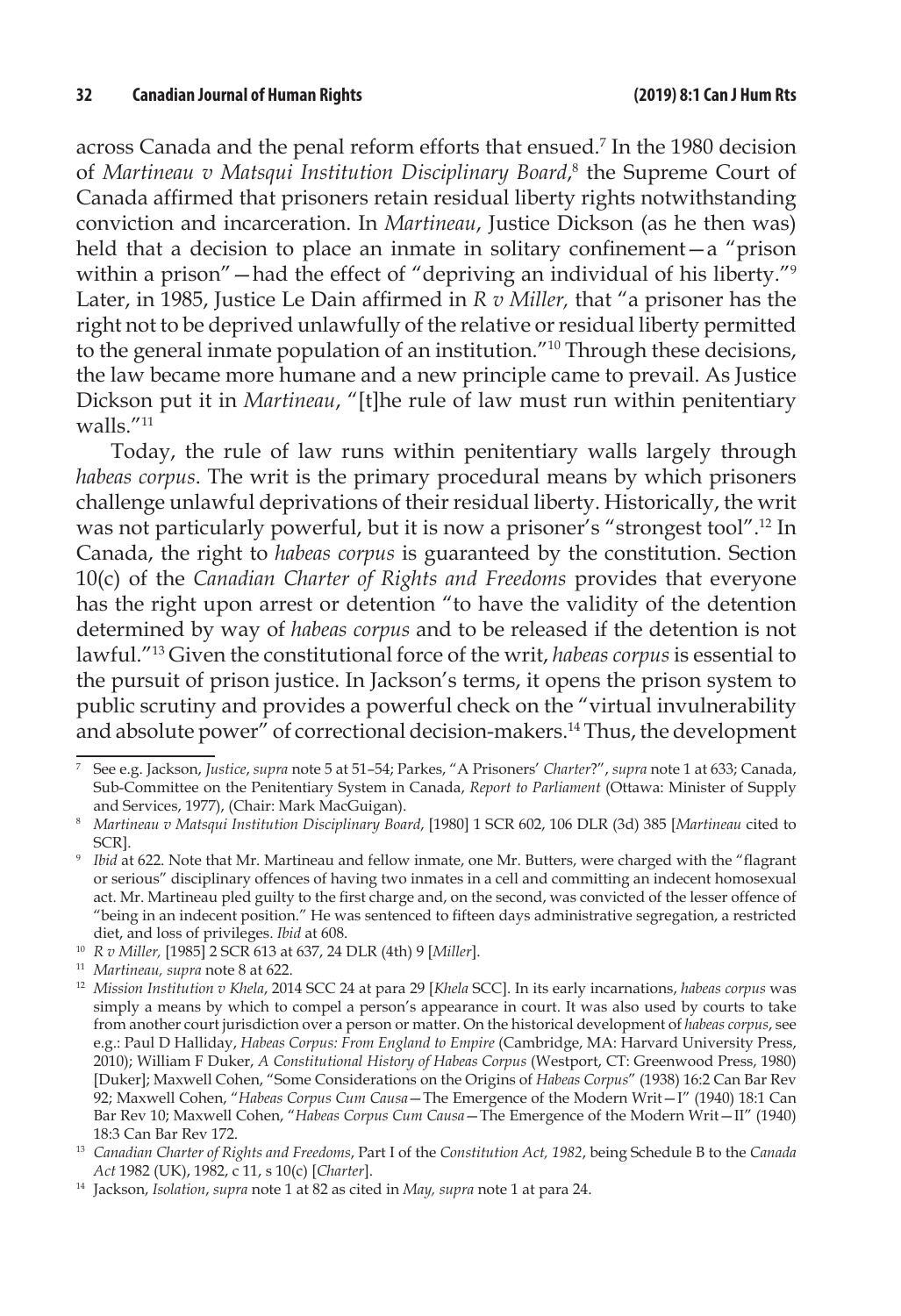across Canada and the penal reform efforts that ensued.[7] In the 1980 decision of *Martineau v Matsqui Institution Disciplinary Board*,[8] the Supreme Court of Canada affirmed that prisoners retain residual liberty rights notwithstanding conviction and incarceration. In *Martineau*, Justice Dickson (as he then was) held that a decision to place an inmate in solitary confinement—a "prison within a prison"—had the effect of "depriving an individual of his liberty."[9] Later, in 1985, Justice Le Dain affirmed in *R v Miller,* that "a prisoner has the right not to be deprived unlawfully of the relative or residual liberty permitted to the general inmate population of an institution."[10] Through these decisions, the law became more humane and a new principle came to prevail. As Justice Dickson put it in *Martineau*, "[t]he rule of law must run within penitentiary walls."[11]

Today, the rule of law runs within penitentiary walls largely through *habeas corpus*. The writ is the primary procedural means by which prisoners challenge unlawful deprivations of their residual liberty. Historically, the writ was not particularly powerful, but it is now a prisoner's "strongest tool".[12] In Canada, the right to *habeas corpus* is guaranteed by the constitution. Section 10(c) of the *Canadian Charter of Rights and Freedoms* provides that everyone has the right upon arrest or detention "to have the validity of the detention determined by way of *habeas corpus* and to be released if the detention is not lawful."[13] Given the constitutional force of the writ, *habeas corpus* is essential to the pursuit of prison justice. In Jackson's terms, it opens the prison system to public scrutiny and provides a powerful check on the "virtual invulnerability and absolute power" of correctional decision-makers.[14] Thus, the development

---

7 See e.g. Jackson, *Justice*, *supra* note 5 at 51–54; Parkes, "A Prisoners' *Charter*?", *supra* note 1 at 633; Canada, Sub-Committee on the Penitentiary System in Canada, *Report to Parliament* (Ottawa: Minister of Supply and Services, 1977), (Chair: Mark MacGuigan).

8 *Martineau v Matsqui Institution Disciplinary Board*, [1980] 1 SCR 602, 106 DLR (3d) 385 [*Martineau* cited to SCR].

9 *Ibid* at 622. Note that Mr. Martineau and fellow inmate, one Mr. Butters, were charged with the "flagrant or serious" disciplinary offences of having two inmates in a cell and committing an indecent homosexual act. Mr. Martineau pled guilty to the first charge and, on the second, was convicted of the lesser offence of "being in an indecent position." He was sentenced to fifteen days administrative segregation, a restricted diet, and loss of privileges. *Ibid* at 608.

10 *R v Miller,* [1985] 2 SCR 613 at 637, 24 DLR (4th) 9 [*Miller*].

11 *Martineau, supra* note 8 at 622.

12 *Mission Institution v Khela*, 2014 SCC 24 at para 29 [*Khela* SCC]. In its early incarnations, *habeas corpus* was simply a means by which to compel a person's appearance in court. It was also used by courts to take from another court jurisdiction over a person or matter. On the historical development of *habeas corpus*, see e.g.: Paul D Halliday, *Habeas Corpus: From England to Empire* (Cambridge, MA: Harvard University Press, 2010); William F Duker, *A Constitutional History of Habeas Corpus* (Westport, CT: Greenwood Press, 1980) [Duker]; Maxwell Cohen, "Some Considerations on the Origins of *Habeas Corpus*" (1938) 16:2 Can Bar Rev 92; Maxwell Cohen, "*Habeas Corpus Cum Causa*—The Emergence of the Modern Writ—I" (1940) 18:1 Can Bar Rev 10; Maxwell Cohen, "*Habeas Corpus Cum Causa*—The Emergence of the Modern Writ—II" (1940) 18:3 Can Bar Rev 172.

13 *Canadian Charter of Rights and Freedoms*, Part I of the *Constitution Act, 1982*, being Schedule B to the *Canada Act* 1982 (UK), 1982, c 11, s 10(c) [*Charter*].

14 Jackson, *Isolation*, *supra* note 1 at 82 as cited in *May, supra* note 1 at para 24.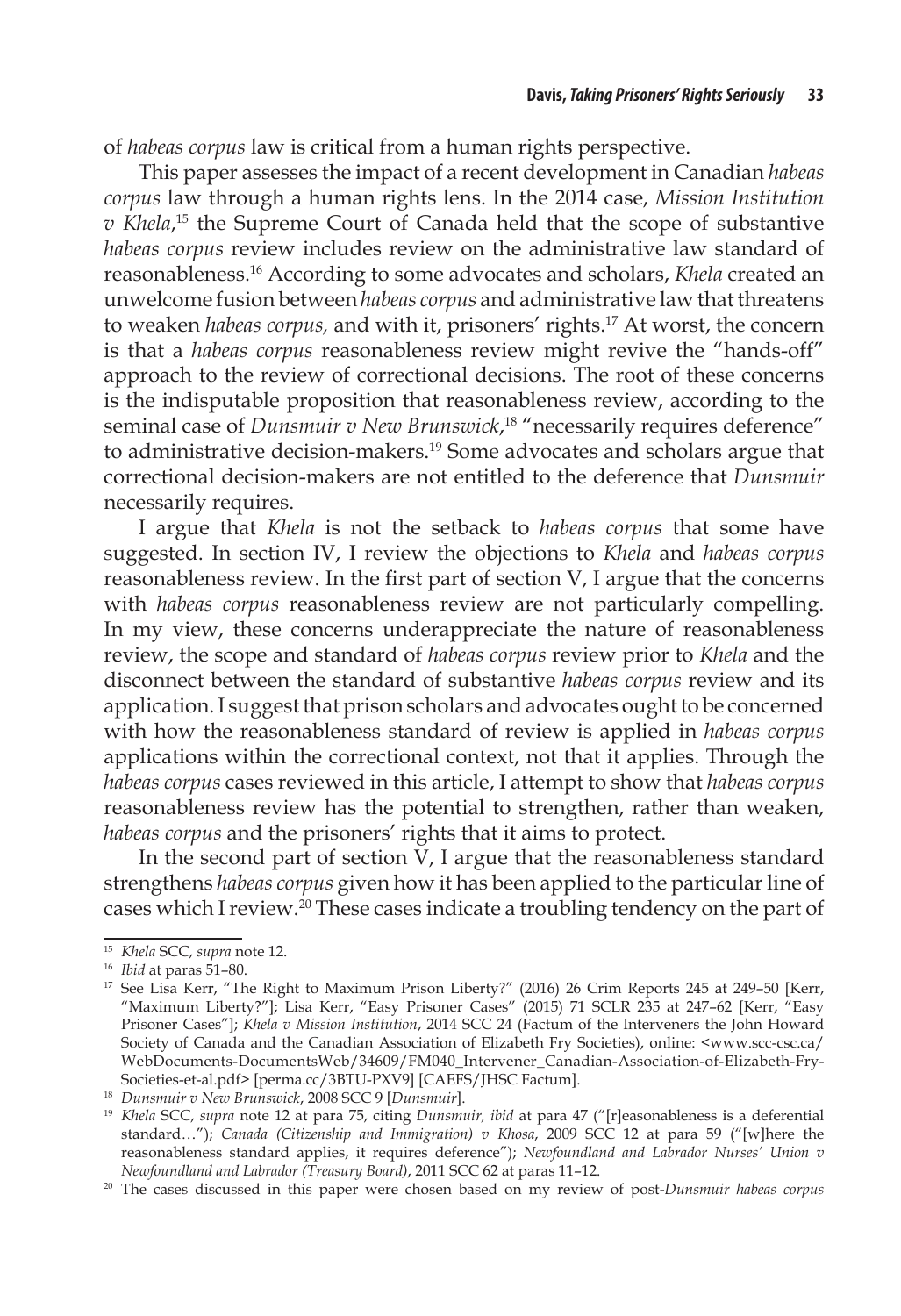of *habeas corpus* law is critical from a human rights perspective.

This paper assesses the impact of a recent development in Canadian *habeas corpus* law through a human rights lens. In the 2014 case, *Mission Institution v Khela*,[15] the Supreme Court of Canada held that the scope of substantive *habeas corpus* review includes review on the administrative law standard of reasonableness.[16] According to some advocates and scholars, *Khela* created an unwelcome fusion between *habeas corpus* and administrative law that threatens to weaken *habeas corpus,* and with it, prisoners' rights.[17] At worst, the concern is that a *habeas corpus* reasonableness review might revive the "hands-off" approach to the review of correctional decisions. The root of these concerns is the indisputable proposition that reasonableness review, according to the seminal case of *Dunsmuir v New Brunswick*,[18] "necessarily requires deference" to administrative decision-makers.[19] Some advocates and scholars argue that correctional decision-makers are not entitled to the deference that *Dunsmuir* necessarily requires.

I argue that *Khela* is not the setback to *habeas corpus* that some have suggested. In section IV, I review the objections to *Khela* and *habeas corpus* reasonableness review. In the first part of section V, I argue that the concerns with *habeas corpus* reasonableness review are not particularly compelling. In my view, these concerns underappreciate the nature of reasonableness review, the scope and standard of *habeas corpus* review prior to *Khela* and the disconnect between the standard of substantive *habeas corpus* review and its application. I suggest that prison scholars and advocates ought to be concerned with how the reasonableness standard of review is applied in *habeas corpus* applications within the correctional context, not that it applies. Through the *habeas corpus* cases reviewed in this article, I attempt to show that *habeas corpus* reasonableness review has the potential to strengthen, rather than weaken, *habeas corpus* and the prisoners' rights that it aims to protect.

In the second part of section V, I argue that the reasonableness standard strengthens *habeas corpus* given how it has been applied to the particular line of cases which I review.[20] These cases indicate a troubling tendency on the part of

---

[15] *Khela* SCC, *supra* note 12.

[16] *Ibid* at paras 51–80.

[17] See Lisa Kerr, "The Right to Maximum Prison Liberty?" (2016) 26 Crim Reports 245 at 249–50 [Kerr, "Maximum Liberty?"]; Lisa Kerr, "Easy Prisoner Cases" (2015) 71 SCLR 235 at 247–62 [Kerr, "Easy Prisoner Cases"]; *Khela v Mission Institution*, 2014 SCC 24 (Factum of the Interveners the John Howard Society of Canada and the Canadian Association of Elizabeth Fry Societies), online: <www.scc-csc.ca/WebDocuments-DocumentsWeb/34609/FM040_Intervener_Canadian-Association-of-Elizabeth-Fry-Societies-et-al.pdf> [perma.cc/3BTU-PXV9] [CAEFS/JHSC Factum].

[18] *Dunsmuir v New Brunswick*, 2008 SCC 9 [*Dunsmuir*].

[19] *Khela* SCC, *supra* note 12 at para 75, citing *Dunsmuir, ibid* at para 47 ("[r]easonableness is a deferential standard…"); *Canada (Citizenship and Immigration) v Khosa*, 2009 SCC 12 at para 59 ("[w]here the reasonableness standard applies, it requires deference"); *Newfoundland and Labrador Nurses' Union v Newfoundland and Labrador (Treasury Board)*, 2011 SCC 62 at paras 11–12.

[20] The cases discussed in this paper were chosen based on my review of post-*Dunsmuir habeas corpus*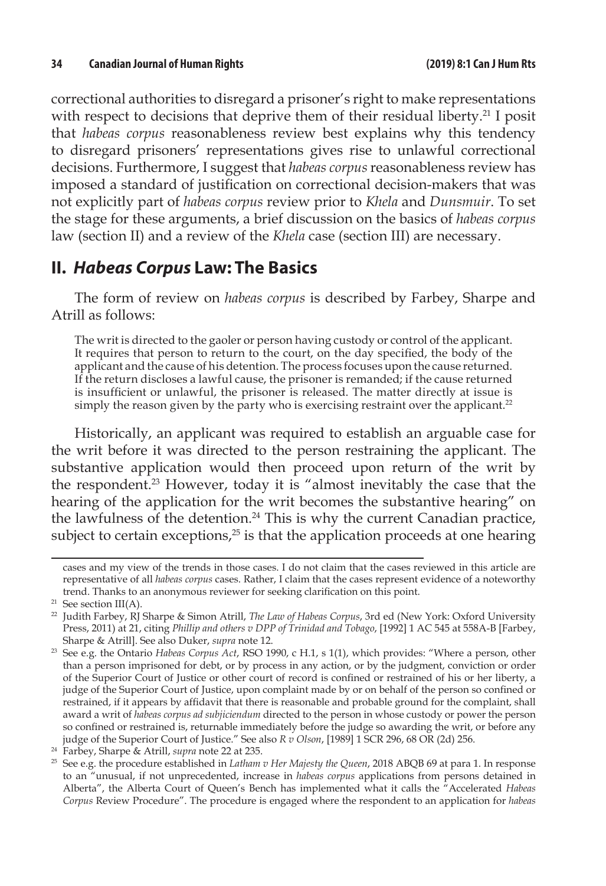correctional authorities to disregard a prisoner's right to make representations with respect to decisions that deprive them of their residual liberty.[21] I posit that *habeas corpus* reasonableness review best explains why this tendency to disregard prisoners' representations gives rise to unlawful correctional decisions. Furthermore, I suggest that *habeas corpus* reasonableness review has imposed a standard of justification on correctional decision-makers that was not explicitly part of *habeas corpus* review prior to *Khela* and *Dunsmuir*. To set the stage for these arguments, a brief discussion on the basics of *habeas corpus* law (section II) and a review of the *Khela* case (section III) are necessary.

## II. *Habeas Corpus* Law: The Basics

The form of review on *habeas corpus* is described by Farbey, Sharpe and Atrill as follows:

> The writ is directed to the gaoler or person having custody or control of the applicant. It requires that person to return to the court, on the day specified, the body of the applicant and the cause of his detention. The process focuses upon the cause returned. If the return discloses a lawful cause, the prisoner is remanded; if the cause returned is insufficient or unlawful, the prisoner is released. The matter directly at issue is simply the reason given by the party who is exercising restraint over the applicant.[22]

Historically, an applicant was required to establish an arguable case for the writ before it was directed to the person restraining the applicant. The substantive application would then proceed upon return of the writ by the respondent.[23] However, today it is "almost inevitably the case that the hearing of the application for the writ becomes the substantive hearing" on the lawfulness of the detention.[24] This is why the current Canadian practice, subject to certain exceptions,[25] is that the application proceeds at one hearing

---

cases and my view of the trends in those cases. I do not claim that the cases reviewed in this article are representative of all *habeas corpus* cases. Rather, I claim that the cases represent evidence of a noteworthy trend. Thanks to an anonymous reviewer for seeking clarification on this point.

[21] See section III(A).

[22] Judith Farbey, RJ Sharpe & Simon Atrill, *The Law of Habeas Corpus*, 3rd ed (New York: Oxford University Press, 2011) at 21, citing *Phillip and others v DPP of Trinidad and Tobago*, [1992] 1 AC 545 at 558A-B [Farbey, Sharpe & Atrill]. See also Duker, *supra* note 12.

[23] See e.g. the Ontario *Habeas Corpus Act*, RSO 1990, c H.1, s 1(1), which provides: "Where a person, other than a person imprisoned for debt, or by process in any action, or by the judgment, conviction or order of the Superior Court of Justice or other court of record is confined or restrained of his or her liberty, a judge of the Superior Court of Justice, upon complaint made by or on behalf of the person so confined or restrained, if it appears by affidavit that there is reasonable and probable ground for the complaint, shall award a writ of *habeas corpus ad subjiciendum* directed to the person in whose custody or power the person so confined or restrained is, returnable immediately before the judge so awarding the writ, or before any judge of the Superior Court of Justice." See also *R v Olson*, [1989] 1 SCR 296, 68 OR (2d) 256.

[24] Farbey, Sharpe & Atrill, *supra* note 22 at 235.

[25] See e.g. the procedure established in *Latham v Her Majesty the Queen*, 2018 ABQB 69 at para 1. In response to an "unusual, if not unprecedented, increase in *habeas corpus* applications from persons detained in Alberta", the Alberta Court of Queen's Bench has implemented what it calls the "Accelerated *Habeas Corpus* Review Procedure". The procedure is engaged where the respondent to an application for *habeas*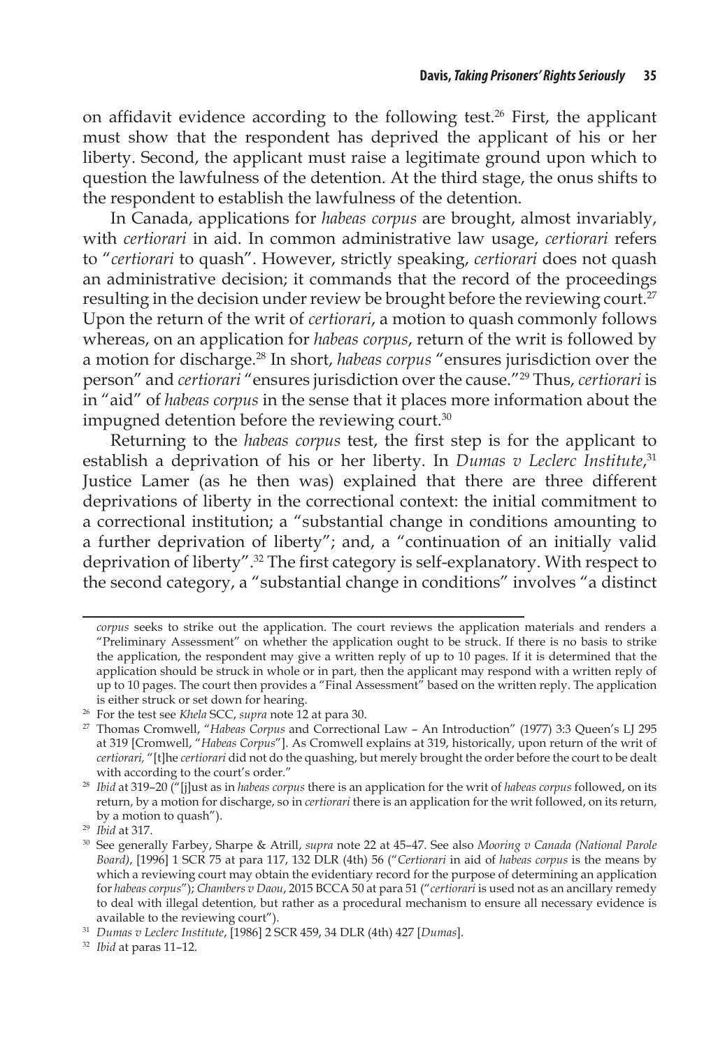on affidavit evidence according to the following test.[26] First, the applicant must show that the respondent has deprived the applicant of his or her liberty. Second, the applicant must raise a legitimate ground upon which to question the lawfulness of the detention. At the third stage, the onus shifts to the respondent to establish the lawfulness of the detention.

In Canada, applications for *habeas corpus* are brought, almost invariably, with *certiorari* in aid. In common administrative law usage, *certiorari* refers to "*certiorari* to quash". However, strictly speaking, *certiorari* does not quash an administrative decision; it commands that the record of the proceedings resulting in the decision under review be brought before the reviewing court.[27] Upon the return of the writ of *certiorari*, a motion to quash commonly follows whereas, on an application for *habeas corpus*, return of the writ is followed by a motion for discharge.[28] In short, *habeas corpus* "ensures jurisdiction over the person" and *certiorari* "ensures jurisdiction over the cause."[29] Thus, *certiorari* is in "aid" of *habeas corpus* in the sense that it places more information about the impugned detention before the reviewing court.[30]

Returning to the *habeas corpus* test, the first step is for the applicant to establish a deprivation of his or her liberty. In *Dumas v Leclerc Institute*,[31] Justice Lamer (as he then was) explained that there are three different deprivations of liberty in the correctional context: the initial commitment to a correctional institution; a "substantial change in conditions amounting to a further deprivation of liberty"; and, a "continuation of an initially valid deprivation of liberty".[32] The first category is self-explanatory. With respect to the second category, a "substantial change in conditions" involves "a distinct

---

*corpus* seeks to strike out the application. The court reviews the application materials and renders a "Preliminary Assessment" on whether the application ought to be struck. If there is no basis to strike the application, the respondent may give a written reply of up to 10 pages. If it is determined that the application should be struck in whole or in part, then the applicant may respond with a written reply of up to 10 pages. The court then provides a "Final Assessment" based on the written reply. The application is either struck or set down for hearing.

[26] For the test see *Khela* SCC, *supra* note 12 at para 30.

[27] Thomas Cromwell, "*Habeas Corpus* and Correctional Law – An Introduction" (1977) 3:3 Queen's LJ 295 at 319 [Cromwell, "*Habeas Corpus*"]. As Cromwell explains at 319, historically, upon return of the writ of *certiorari*, "[t]he *certiorari* did not do the quashing, but merely brought the order before the court to be dealt with according to the court's order."

[28] *Ibid* at 319–20 ("[j]ust as in *habeas corpus* there is an application for the writ of *habeas corpus* followed, on its return, by a motion for discharge, so in *certiorari* there is an application for the writ followed, on its return, by a motion to quash").

[29] *Ibid* at 317.

[30] See generally Farbey, Sharpe & Atrill, *supra* note 22 at 45–47. See also *Mooring v Canada (National Parole Board)*, [1996] 1 SCR 75 at para 117, 132 DLR (4th) 56 ("*Certiorari* in aid of *habeas corpus* is the means by which a reviewing court may obtain the evidentiary record for the purpose of determining an application for *habeas corpus*"); *Chambers v Daou*, 2015 BCCA 50 at para 51 ("*certiorari* is used not as an ancillary remedy to deal with illegal detention, but rather as a procedural mechanism to ensure all necessary evidence is available to the reviewing court").

[31] *Dumas v Leclerc Institute*, [1986] 2 SCR 459, 34 DLR (4th) 427 [*Dumas*].

[32] *Ibid* at paras 11–12.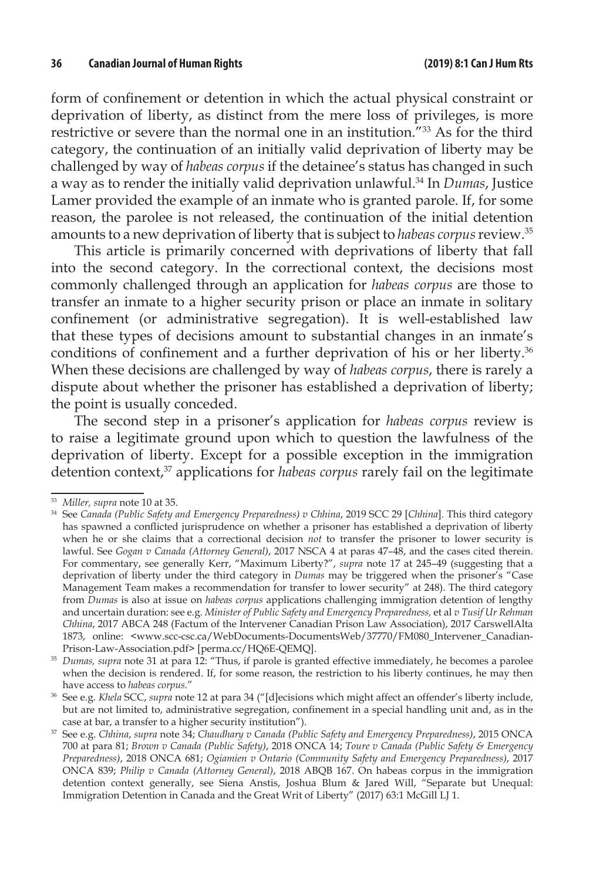form of confinement or detention in which the actual physical constraint or deprivation of liberty, as distinct from the mere loss of privileges, is more restrictive or severe than the normal one in an institution."[33] As for the third category, the continuation of an initially valid deprivation of liberty may be challenged by way of *habeas corpus* if the detainee's status has changed in such a way as to render the initially valid deprivation unlawful.[34] In *Dumas*, Justice Lamer provided the example of an inmate who is granted parole. If, for some reason, the parolee is not released, the continuation of the initial detention amounts to a new deprivation of liberty that is subject to *habeas corpus* review.[35]

This article is primarily concerned with deprivations of liberty that fall into the second category. In the correctional context, the decisions most commonly challenged through an application for *habeas corpus* are those to transfer an inmate to a higher security prison or place an inmate in solitary confinement (or administrative segregation). It is well-established law that these types of decisions amount to substantial changes in an inmate's conditions of confinement and a further deprivation of his or her liberty.[36] When these decisions are challenged by way of *habeas corpus*, there is rarely a dispute about whether the prisoner has established a deprivation of liberty; the point is usually conceded.

The second step in a prisoner's application for *habeas corpus* review is to raise a legitimate ground upon which to question the lawfulness of the deprivation of liberty. Except for a possible exception in the immigration detention context,[37] applications for *habeas corpus* rarely fail on the legitimate

---

[33] *Miller, supra* note 10 at 35.

[34] See *Canada (Public Safety and Emergency Preparedness) v Chhina*, 2019 SCC 29 [*Chhina*]. This third category has spawned a conflicted jurisprudence on whether a prisoner has established a deprivation of liberty when he or she claims that a correctional decision *not* to transfer the prisoner to lower security is lawful. See *Gogan v Canada (Attorney General)*, 2017 NSCA 4 at paras 47–48, and the cases cited therein. For commentary, see generally Kerr, "Maximum Liberty?", *supra* note 17 at 245–49 (suggesting that a deprivation of liberty under the third category in *Dumas* may be triggered when the prisoner's "Case Management Team makes a recommendation for transfer to lower security" at 248). The third category from *Dumas* is also at issue on *habeas corpus* applications challenging immigration detention of lengthy and uncertain duration: see e.g. *Minister of Public Safety and Emergency Preparedness,* et al *v Tusif Ur Rehman Chhina*, 2017 ABCA 248 (Factum of the Intervener Canadian Prison Law Association), 2017 CarswellAlta 1873, online: <www.scc-csc.ca/WebDocuments-DocumentsWeb/37770/FM080_Intervener_Canadian-Prison-Law-Association.pdf> [perma.cc/HQ6E-QEMQ].

[35] *Dumas, supra* note 31 at para 12: "Thus, if parole is granted effective immediately, he becomes a parolee when the decision is rendered. If, for some reason, the restriction to his liberty continues, he may then have access to *habeas corpus*."

[36] See e.g. *Khela* SCC, *supra* note 12 at para 34 ("[d]ecisions which might affect an offender's liberty include, but are not limited to, administrative segregation, confinement in a special handling unit and, as in the case at bar, a transfer to a higher security institution").

[37] See e.g. *Chhina*, *supra* note 34; *Chaudhary v Canada (Public Safety and Emergency Preparedness)*, 2015 ONCA 700 at para 81; *Brown v Canada (Public Safety)*, 2018 ONCA 14; *Toure v Canada (Public Safety & Emergency Preparedness)*, 2018 ONCA 681; *Ogiamien v Ontario (Community Safety and Emergency Preparedness)*, 2017 ONCA 839; *Philip v Canada (Attorney General)*, 2018 ABQB 167. On habeas corpus in the immigration detention context generally, see Siena Anstis, Joshua Blum & Jared Will, "Separate but Unequal: Immigration Detention in Canada and the Great Writ of Liberty" (2017) 63:1 McGill LJ 1.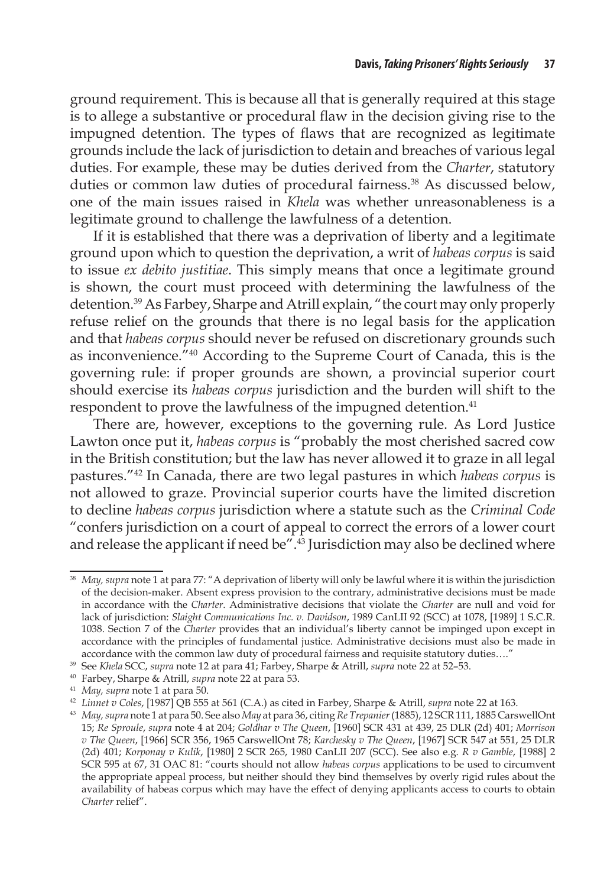ground requirement. This is because all that is generally required at this stage is to allege a substantive or procedural flaw in the decision giving rise to the impugned detention. The types of flaws that are recognized as legitimate grounds include the lack of jurisdiction to detain and breaches of various legal duties. For example, these may be duties derived from the *Charter*, statutory duties or common law duties of procedural fairness.[38] As discussed below, one of the main issues raised in *Khela* was whether unreasonableness is a legitimate ground to challenge the lawfulness of a detention.

If it is established that there was a deprivation of liberty and a legitimate ground upon which to question the deprivation, a writ of *habeas corpus* is said to issue *ex debito justitiae*. This simply means that once a legitimate ground is shown, the court must proceed with determining the lawfulness of the detention.[39] As Farbey, Sharpe and Atrill explain, "the court may only properly refuse relief on the grounds that there is no legal basis for the application and that *habeas corpus* should never be refused on discretionary grounds such as inconvenience."[40] According to the Supreme Court of Canada, this is the governing rule: if proper grounds are shown, a provincial superior court should exercise its *habeas corpus* jurisdiction and the burden will shift to the respondent to prove the lawfulness of the impugned detention.[41]

There are, however, exceptions to the governing rule. As Lord Justice Lawton once put it, *habeas corpus* is "probably the most cherished sacred cow in the British constitution; but the law has never allowed it to graze in all legal pastures."[42] In Canada, there are two legal pastures in which *habeas corpus* is not allowed to graze. Provincial superior courts have the limited discretion to decline *habeas corpus* jurisdiction where a statute such as the *Criminal Code* "confers jurisdiction on a court of appeal to correct the errors of a lower court and release the applicant if need be".[43] Jurisdiction may also be declined where

---

[38] *May, supra* note 1 at para 77: "A deprivation of liberty will only be lawful where it is within the jurisdiction of the decision-maker. Absent express provision to the contrary, administrative decisions must be made in accordance with the *Charter*. Administrative decisions that violate the *Charter* are null and void for lack of jurisdiction: *Slaight Communications Inc. v. Davidson*, 1989 CanLII 92 (SCC) at 1078, [1989] 1 S.C.R. 1038. Section 7 of the *Charter* provides that an individual's liberty cannot be impinged upon except in accordance with the principles of fundamental justice. Administrative decisions must also be made in accordance with the common law duty of procedural fairness and requisite statutory duties…."

[39] See *Khela* SCC, *supra* note 12 at para 41; Farbey, Sharpe & Atrill, *supra* note 22 at 52–53.

[40] Farbey, Sharpe & Atrill, *supra* note 22 at para 53.

[41] *May, supra* note 1 at para 50.

[42] *Linnet v Coles*, [1987] QB 555 at 561 (C.A.) as cited in Farbey, Sharpe & Atrill, *supra* note 22 at 163.

[43] *May, supra* note 1 at para 50. See also *May* at para 36, citing *Re Trepanier* (1885), 12 SCR 111, 1885 CarswellOnt 15; *Re Sproule*, *supra* note 4 at 204; *Goldhar v The Queen*, [1960] SCR 431 at 439, 25 DLR (2d) 401; *Morrison v The Queen*, [1966] SCR 356, 1965 CarswellOnt 78; *Karchesky v The Queen*, [1967] SCR 547 at 551, 25 DLR (2d) 401; *Korponay v Kulik*, [1980] 2 SCR 265, 1980 CanLII 207 (SCC). See also e.g. *R v Gamble*, [1988] 2 SCR 595 at 67, 31 OAC 81: "courts should not allow *habeas corpus* applications to be used to circumvent the appropriate appeal process, but neither should they bind themselves by overly rigid rules about the availability of habeas corpus which may have the effect of denying applicants access to courts to obtain *Charter* relief".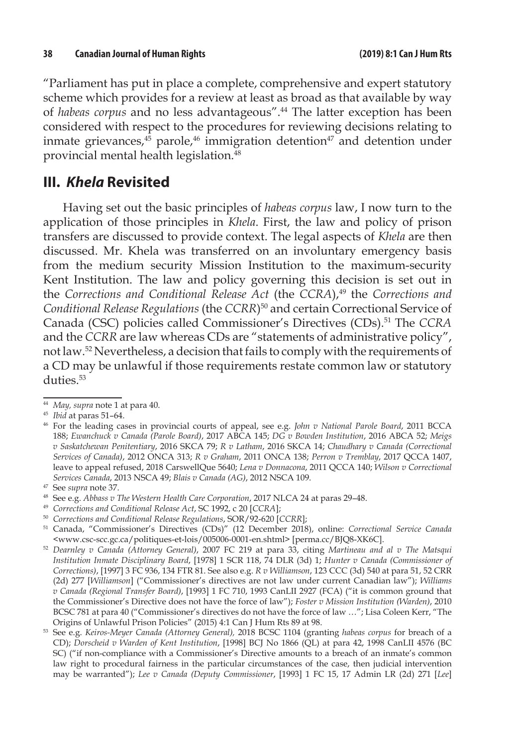"Parliament has put in place a complete, comprehensive and expert statutory scheme which provides for a review at least as broad as that available by way of *habeas corpus* and no less advantageous".[44] The latter exception has been considered with respect to the procedures for reviewing decisions relating to inmate grievances,[45] parole,[46] immigration detention[47] and detention under provincial mental health legislation.[48]

## III. *Khela* Revisited

Having set out the basic principles of *habeas corpus* law, I now turn to the application of those principles in *Khela*. First, the law and policy of prison transfers are discussed to provide context. The legal aspects of *Khela* are then discussed. Mr. Khela was transferred on an involuntary emergency basis from the medium security Mission Institution to the maximum-security Kent Institution. The law and policy governing this decision is set out in the *Corrections and Conditional Release Act* (the *CCRA*),[49] the *Corrections and Conditional Release Regulations* (the *CCRR*)[50] and certain Correctional Service of Canada (CSC) policies called Commissioner's Directives (CDs).[51] The *CCRA* and the *CCRR* are law whereas CDs are "statements of administrative policy", not law.[52] Nevertheless, a decision that fails to comply with the requirements of a CD may be unlawful if those requirements restate common law or statutory duties.[53]

---

[44] *May, supra* note 1 at para 40.

[45] *Ibid* at paras 51–64.

[46] For the leading cases in provincial courts of appeal, see e.g. *John v National Parole Board*, 2011 BCCA 188; *Ewanchuck v Canada (Parole Board)*, 2017 ABCA 145; *DG v Bowden Institution*, 2016 ABCA 52; *Meigs v Saskatchewan Penitentiary*, 2016 SKCA 79; *R v Latham*, 2016 SKCA 14; *Chaudhary v Canada (Correctional Services of Canada)*, 2012 ONCA 313; *R v Graham*, 2011 ONCA 138; *Perron v Tremblay*, 2017 QCCA 1407, leave to appeal refused, 2018 CarswellQue 5640; *Lena v Donnacona*, 2011 QCCA 140; *Wilson v Correctional Services Canada*, 2013 NSCA 49; *Blais v Canada (AG)*, 2012 NSCA 109.

[47] See *supra* note 37.

[48] See e.g. *Abbass v The Western Health Care Corporation*, 2017 NLCA 24 at paras 29–48.

[49] *Corrections and Conditional Release Act*, SC 1992, c 20 [*CCRA*];

[50] *Corrections and Conditional Release Regulations*, SOR/92-620 [*CCRR*];

[51] Canada, "Commissioner's Directives (CDs)" (12 December 2018), online: *Correctional Service Canada* <www.csc-scc.gc.ca/politiques-et-lois/005006-0001-en.shtml> [perma.cc/BJQ8-XK6C].

[52] *Dearnley v Canada (Attorney General)*, 2007 FC 219 at para 33, citing *Martineau and al v The Matsqui Institution Inmate Disciplinary Board*, [1978] 1 SCR 118, 74 DLR (3d) 1; *Hunter v Canada (Commissioner of Corrections)*, [1997] 3 FC 936, 134 FTR 81. See also e.g. *R v Williamson*, 123 CCC (3d) 540 at para 51, 52 CRR (2d) 277 [*Williamson*] ("Commissioner's directives are not law under current Canadian law"); *Williams v Canada (Regional Transfer Board)*, [1993] 1 FC 710, 1993 CanLII 2927 (FCA) ("it is common ground that the Commissioner's Directive does not have the force of law"); *Foster v Mission Institution (Warden)*, 2010 BCSC 781 at para 40 ("Commissioner's directives do not have the force of law …"; Lisa Coleen Kerr, "The Origins of Unlawful Prison Policies" (2015) 4:1 Can J Hum Rts 89 at 98.

[53] See e.g. *Keiros-Meyer Canada (Attorney General),* 2018 BCSC 1104 (granting *habeas corpus* for breach of a CD); *Dorscheid v Warden of Kent Institution*, [1998] BCJ No 1866 (QL) at para 42, 1998 CanLII 4576 (BC SC) ("if non-compliance with a Commissioner's Directive amounts to a breach of an inmate's common law right to procedural fairness in the particular circumstances of the case, then judicial intervention may be warranted"); *Lee v Canada (Deputy Commissioner)*, [1993] 1 FC 15, 17 Admin LR (2d) 271 [*Lee*]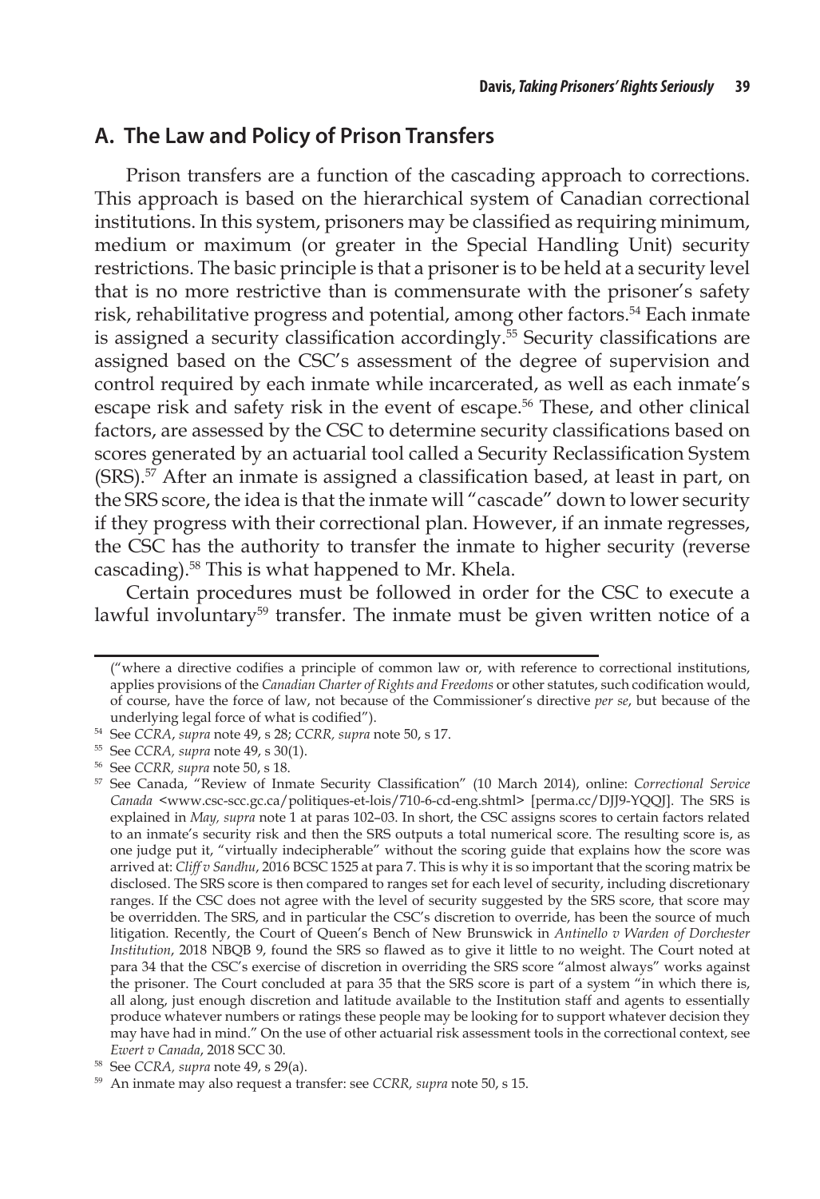## A. The Law and Policy of Prison Transfers

Prison transfers are a function of the cascading approach to corrections. This approach is based on the hierarchical system of Canadian correctional institutions. In this system, prisoners may be classified as requiring minimum, medium or maximum (or greater in the Special Handling Unit) security restrictions. The basic principle is that a prisoner is to be held at a security level that is no more restrictive than is commensurate with the prisoner's safety risk, rehabilitative progress and potential, among other factors.[54] Each inmate is assigned a security classification accordingly.[55] Security classifications are assigned based on the CSC's assessment of the degree of supervision and control required by each inmate while incarcerated, as well as each inmate's escape risk and safety risk in the event of escape.[56] These, and other clinical factors, are assessed by the CSC to determine security classifications based on scores generated by an actuarial tool called a Security Reclassification System (SRS).[57] After an inmate is assigned a classification based, at least in part, on the SRS score, the idea is that the inmate will "cascade" down to lower security if they progress with their correctional plan. However, if an inmate regresses, the CSC has the authority to transfer the inmate to higher security (reverse cascading).[58] This is what happened to Mr. Khela.

Certain procedures must be followed in order for the CSC to execute a lawful involuntary[59] transfer. The inmate must be given written notice of a

---

("where a directive codifies a principle of common law or, with reference to correctional institutions, applies provisions of the *Canadian Charter of Rights and Freedoms* or other statutes, such codification would, of course, have the force of law, not because of the Commissioner's directive *per se*, but because of the underlying legal force of what is codified").

[54] See *CCRA*, *supra* note 49, s 28; *CCRR, supra* note 50, s 17.

[55] See *CCRA, supra* note 49, s 30(1).

[56] See *CCRR, supra* note 50, s 18.

[57] See Canada, "Review of Inmate Security Classification" (10 March 2014), online: *Correctional Service Canada* <www.csc-scc.gc.ca/politiques-et-lois/710-6-cd-eng.shtml> [perma.cc/DJJ9-YQQJ]. The SRS is explained in *May, supra* note 1 at paras 102–03. In short, the CSC assigns scores to certain factors related to an inmate's security risk and then the SRS outputs a total numerical score. The resulting score is, as one judge put it, "virtually indecipherable" without the scoring guide that explains how the score was arrived at: *Cliff v Sandhu*, 2016 BCSC 1525 at para 7. This is why it is so important that the scoring matrix be disclosed. The SRS score is then compared to ranges set for each level of security, including discretionary ranges. If the CSC does not agree with the level of security suggested by the SRS score, that score may be overridden. The SRS, and in particular the CSC's discretion to override, has been the source of much litigation. Recently, the Court of Queen's Bench of New Brunswick in *Antinello v Warden of Dorchester Institution*, 2018 NBQB 9, found the SRS so flawed as to give it little to no weight. The Court noted at para 34 that the CSC's exercise of discretion in overriding the SRS score "almost always" works against the prisoner. The Court concluded at para 35 that the SRS score is part of a system "in which there is, all along, just enough discretion and latitude available to the Institution staff and agents to essentially produce whatever numbers or ratings these people may be looking for to support whatever decision they may have had in mind." On the use of other actuarial risk assessment tools in the correctional context, see *Ewert v Canada*, 2018 SCC 30.

[58] See *CCRA, supra* note 49, s 29(a).

[59] An inmate may also request a transfer: see *CCRR, supra* note 50, s 15.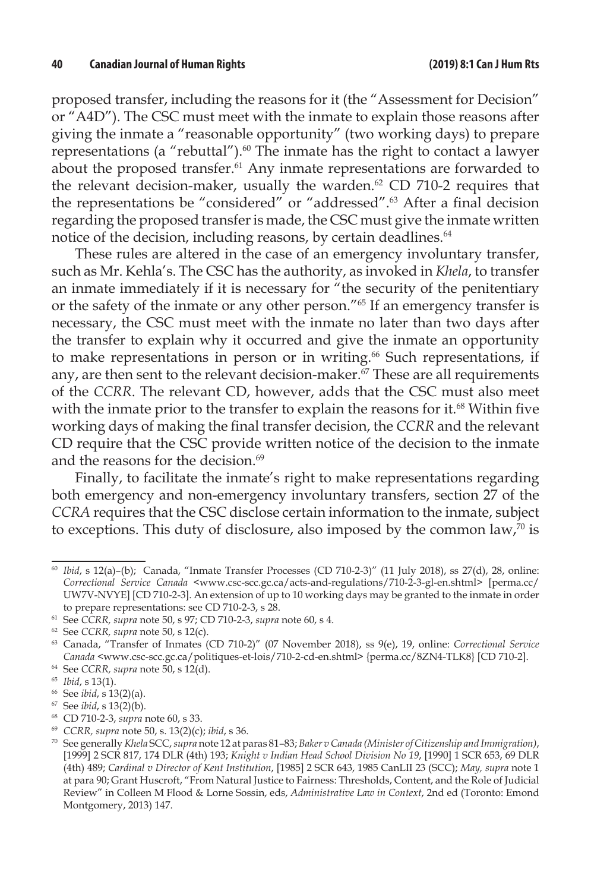proposed transfer, including the reasons for it (the "Assessment for Decision" or "A4D"). The CSC must meet with the inmate to explain those reasons after giving the inmate a "reasonable opportunity" (two working days) to prepare representations (a "rebuttal").[60] The inmate has the right to contact a lawyer about the proposed transfer.[61] Any inmate representations are forwarded to the relevant decision-maker, usually the warden.[62] CD 710-2 requires that the representations be "considered" or "addressed".[63] After a final decision regarding the proposed transfer is made, the CSC must give the inmate written notice of the decision, including reasons, by certain deadlines.[64]

These rules are altered in the case of an emergency involuntary transfer, such as Mr. Kehla's. The CSC has the authority, as invoked in *Khela*, to transfer an inmate immediately if it is necessary for "the security of the penitentiary or the safety of the inmate or any other person."[65] If an emergency transfer is necessary, the CSC must meet with the inmate no later than two days after the transfer to explain why it occurred and give the inmate an opportunity to make representations in person or in writing.[66] Such representations, if any, are then sent to the relevant decision-maker.[67] These are all requirements of the *CCRR*. The relevant CD, however, adds that the CSC must also meet with the inmate prior to the transfer to explain the reasons for it.[68] Within five working days of making the final transfer decision, the *CCRR* and the relevant CD require that the CSC provide written notice of the decision to the inmate and the reasons for the decision.[69]

Finally, to facilitate the inmate's right to make representations regarding both emergency and non-emergency involuntary transfers, section 27 of the *CCRA* requires that the CSC disclose certain information to the inmate, subject to exceptions. This duty of disclosure, also imposed by the common law,[70] is

---

60 *Ibid*, s 12(a)–(b); Canada, "Inmate Transfer Processes (CD 710-2-3)" (11 July 2018), ss 27(d), 28, online: *Correctional Service Canada* <www.csc-scc.gc.ca/acts-and-regulations/710-2-3-gl-en.shtml> [perma.cc/UW7V-NVYE] [CD 710-2-3]. An extension of up to 10 working days may be granted to the inmate in order to prepare representations: see CD 710-2-3, s 28.

61 See *CCRR*, *supra* note 50, s 97; CD 710-2-3, *supra* note 60, s 4.

62 See *CCRR*, *supra* note 50, s 12(c).

63 Canada, "Transfer of Inmates (CD 710-2)" (07 November 2018), ss 9(e), 19, online: *Correctional Service Canada* <www.csc-scc.gc.ca/politiques-et-lois/710-2-cd-en.shtml> {perma.cc/8ZN4-TLK8} [CD 710-2].

64 See *CCRR*, *supra* note 50, s 12(d).

65 *Ibid*, s 13(1).

66 See *ibid*, s 13(2)(a).

67 See *ibid*, s 13(2)(b).

68 CD 710-2-3, *supra* note 60, s 33.

69 *CCRR*, *supra* note 50, s. 13(2)(c); *ibid*, s 36.

70 See generally *Khela* SCC, *supra* note 12 at paras 81–83; *Baker v Canada (Minister of Citizenship and Immigration)*, [1999] 2 SCR 817, 174 DLR (4th) 193; *Knight v Indian Head School Division No 19*, [1990] 1 SCR 653, 69 DLR (4th) 489; *Cardinal v Director of Kent Institution*, [1985] 2 SCR 643, 1985 CanLII 23 (SCC); *May*, *supra* note 1 at para 90; Grant Huscroft, "From Natural Justice to Fairness: Thresholds, Content, and the Role of Judicial Review" in Colleen M Flood & Lorne Sossin, eds, *Administrative Law in Context*, 2nd ed (Toronto: Emond Montgomery, 2013) 147.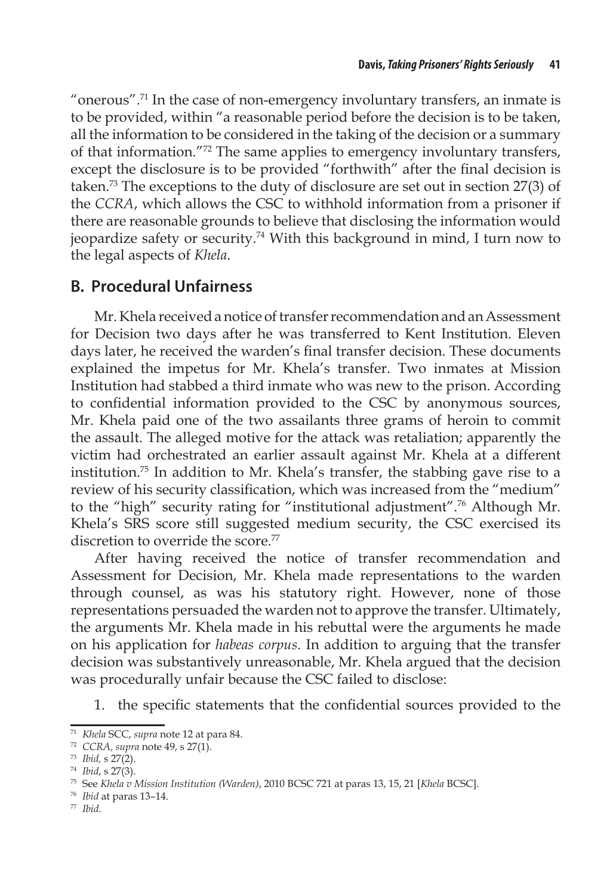"onerous".[71] In the case of non-emergency involuntary transfers, an inmate is to be provided, within "a reasonable period before the decision is to be taken, all the information to be considered in the taking of the decision or a summary of that information."[72] The same applies to emergency involuntary transfers, except the disclosure is to be provided "forthwith" after the final decision is taken.[73] The exceptions to the duty of disclosure are set out in section 27(3) of the *CCRA*, which allows the CSC to withhold information from a prisoner if there are reasonable grounds to believe that disclosing the information would jeopardize safety or security.[74] With this background in mind, I turn now to the legal aspects of *Khela*.

## B. Procedural Unfairness

Mr. Khela received a notice of transfer recommendation and an Assessment for Decision two days after he was transferred to Kent Institution. Eleven days later, he received the warden's final transfer decision. These documents explained the impetus for Mr. Khela's transfer. Two inmates at Mission Institution had stabbed a third inmate who was new to the prison. According to confidential information provided to the CSC by anonymous sources, Mr. Khela paid one of the two assailants three grams of heroin to commit the assault. The alleged motive for the attack was retaliation; apparently the victim had orchestrated an earlier assault against Mr. Khela at a different institution.[75] In addition to Mr. Khela's transfer, the stabbing gave rise to a review of his security classification, which was increased from the "medium" to the "high" security rating for "institutional adjustment".[76] Although Mr. Khela's SRS score still suggested medium security, the CSC exercised its discretion to override the score.[77]

After having received the notice of transfer recommendation and Assessment for Decision, Mr. Khela made representations to the warden through counsel, as was his statutory right. However, none of those representations persuaded the warden not to approve the transfer. Ultimately, the arguments Mr. Khela made in his rebuttal were the arguments he made on his application for *habeas corpus*. In addition to arguing that the transfer decision was substantively unreasonable, Mr. Khela argued that the decision was procedurally unfair because the CSC failed to disclose:

1. the specific statements that the confidential sources provided to the

---

[71] *Khela* SCC, *supra* note 12 at para 84.

[72] *CCRA, supra* note 49, s 27(1).

[73] *Ibid,* s 27(2).

[74] *Ibid*, s 27(3).

[75] See *Khela v Mission Institution (Warden)*, 2010 BCSC 721 at paras 13, 15, 21 [*Khela* BCSC].

[76] *Ibid* at paras 13–14.

[77] *Ibid*.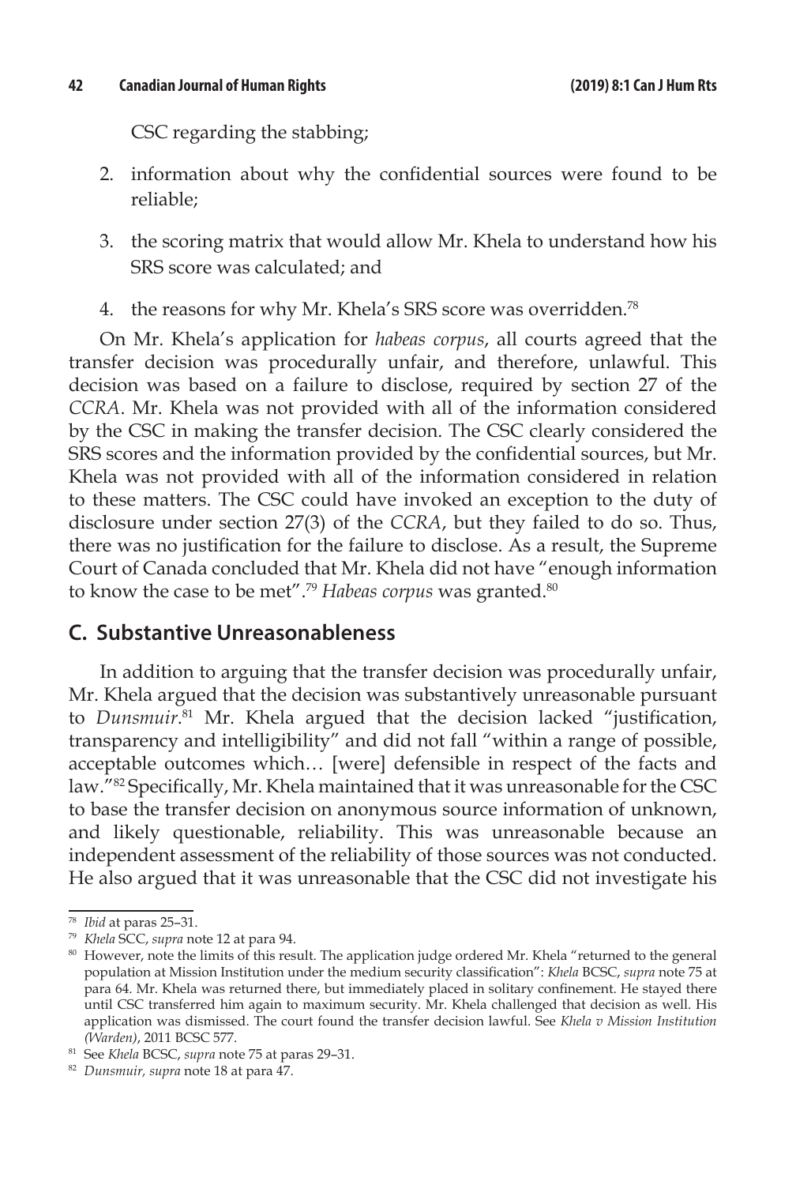CSC regarding the stabbing;

2. information about why the confidential sources were found to be reliable;

3. the scoring matrix that would allow Mr. Khela to understand how his SRS score was calculated; and

4. the reasons for why Mr. Khela's SRS score was overridden.[78]

On Mr. Khela's application for *habeas corpus*, all courts agreed that the transfer decision was procedurally unfair, and therefore, unlawful. This decision was based on a failure to disclose, required by section 27 of the *CCRA*. Mr. Khela was not provided with all of the information considered by the CSC in making the transfer decision. The CSC clearly considered the SRS scores and the information provided by the confidential sources, but Mr. Khela was not provided with all of the information considered in relation to these matters. The CSC could have invoked an exception to the duty of disclosure under section 27(3) of the *CCRA*, but they failed to do so. Thus, there was no justification for the failure to disclose. As a result, the Supreme Court of Canada concluded that Mr. Khela did not have "enough information to know the case to be met".[79] *Habeas corpus* was granted.[80]

## C. Substantive Unreasonableness

In addition to arguing that the transfer decision was procedurally unfair, Mr. Khela argued that the decision was substantively unreasonable pursuant to *Dunsmuir*.[81] Mr. Khela argued that the decision lacked "justification, transparency and intelligibility" and did not fall "within a range of possible, acceptable outcomes which… [were] defensible in respect of the facts and law."[82] Specifically, Mr. Khela maintained that it was unreasonable for the CSC to base the transfer decision on anonymous source information of unknown, and likely questionable, reliability. This was unreasonable because an independent assessment of the reliability of those sources was not conducted. He also argued that it was unreasonable that the CSC did not investigate his

---

[78] *Ibid* at paras 25–31.

[79] *Khela* SCC, *supra* note 12 at para 94.

[80] However, note the limits of this result. The application judge ordered Mr. Khela "returned to the general population at Mission Institution under the medium security classification": *Khela* BCSC, *supra* note 75 at para 64. Mr. Khela was returned there, but immediately placed in solitary confinement. He stayed there until CSC transferred him again to maximum security. Mr. Khela challenged that decision as well. His application was dismissed. The court found the transfer decision lawful. See *Khela v Mission Institution (Warden)*, 2011 BCSC 577.

[81] See *Khela* BCSC, *supra* note 75 at paras 29–31.

[82] *Dunsmuir, supra* note 18 at para 47.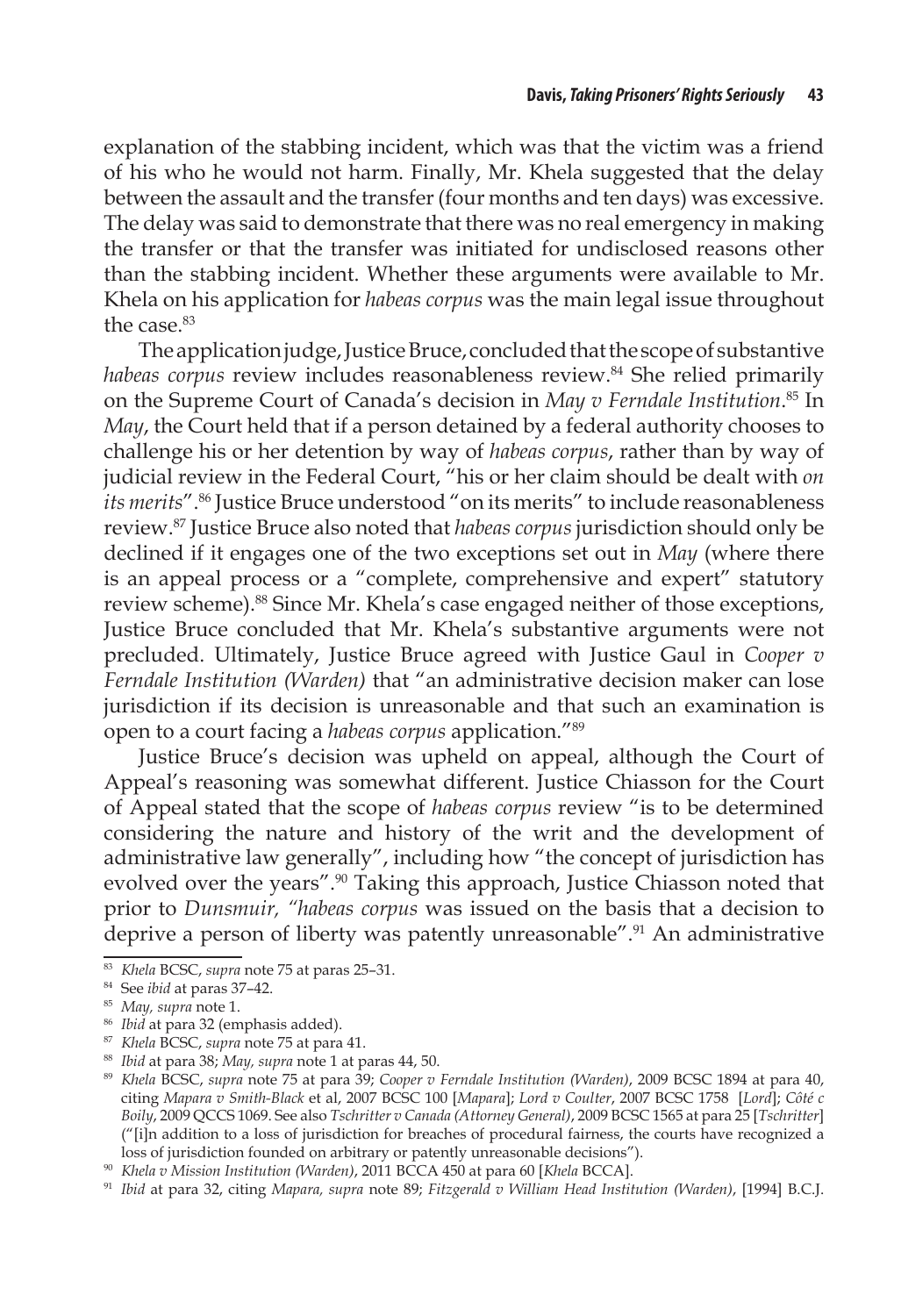explanation of the stabbing incident, which was that the victim was a friend of his who he would not harm. Finally, Mr. Khela suggested that the delay between the assault and the transfer (four months and ten days) was excessive. The delay was said to demonstrate that there was no real emergency in making the transfer or that the transfer was initiated for undisclosed reasons other than the stabbing incident. Whether these arguments were available to Mr. Khela on his application for *habeas corpus* was the main legal issue throughout the case.[83]

The application judge, Justice Bruce, concluded that the scope of substantive *habeas corpus* review includes reasonableness review.[84] She relied primarily on the Supreme Court of Canada's decision in *May v Ferndale Institution*.[85] In *May*, the Court held that if a person detained by a federal authority chooses to challenge his or her detention by way of *habeas corpus*, rather than by way of judicial review in the Federal Court, "his or her claim should be dealt with *on its merits*".[86] Justice Bruce understood "on its merits" to include reasonableness review.[87] Justice Bruce also noted that *habeas corpus* jurisdiction should only be declined if it engages one of the two exceptions set out in *May* (where there is an appeal process or a "complete, comprehensive and expert" statutory review scheme).[88] Since Mr. Khela's case engaged neither of those exceptions, Justice Bruce concluded that Mr. Khela's substantive arguments were not precluded. Ultimately, Justice Bruce agreed with Justice Gaul in *Cooper v Ferndale Institution (Warden)* that "an administrative decision maker can lose jurisdiction if its decision is unreasonable and that such an examination is open to a court facing a *habeas corpus* application."[89]

Justice Bruce's decision was upheld on appeal, although the Court of Appeal's reasoning was somewhat different. Justice Chiasson for the Court of Appeal stated that the scope of *habeas corpus* review "is to be determined considering the nature and history of the writ and the development of administrative law generally", including how "the concept of jurisdiction has evolved over the years".[90] Taking this approach, Justice Chiasson noted that prior to *Dunsmuir, "habeas corpus* was issued on the basis that a decision to deprive a person of liberty was patently unreasonable".[91] An administrative

---

[83] *Khela* BCSC, *supra* note 75 at paras 25–31.

[84] See *ibid* at paras 37–42.

[85] *May, supra* note 1.

[86] *Ibid* at para 32 (emphasis added).

[87] *Khela* BCSC, *supra* note 75 at para 41.

[88] *Ibid* at para 38; *May, supra* note 1 at paras 44, 50.

[89] *Khela* BCSC, *supra* note 75 at para 39; *Cooper v Ferndale Institution (Warden)*, 2009 BCSC 1894 at para 40, citing *Mapara v Smith-Black* et al, 2007 BCSC 100 [*Mapara*]; *Lord v Coulter*, 2007 BCSC 1758 [*Lord*]; *Côté c Boily*, 2009 QCCS 1069. See also *Tschritter v Canada (Attorney General)*, 2009 BCSC 1565 at para 25 [*Tschritter*] ("[i]n addition to a loss of jurisdiction for breaches of procedural fairness, the courts have recognized a loss of jurisdiction founded on arbitrary or patently unreasonable decisions").

[90] *Khela v Mission Institution (Warden)*, 2011 BCCA 450 at para 60 [*Khela* BCCA].

[91] *Ibid* at para 32, citing *Mapara, supra* note 89; *Fitzgerald v William Head Institution (Warden)*, [1994] B.C.J.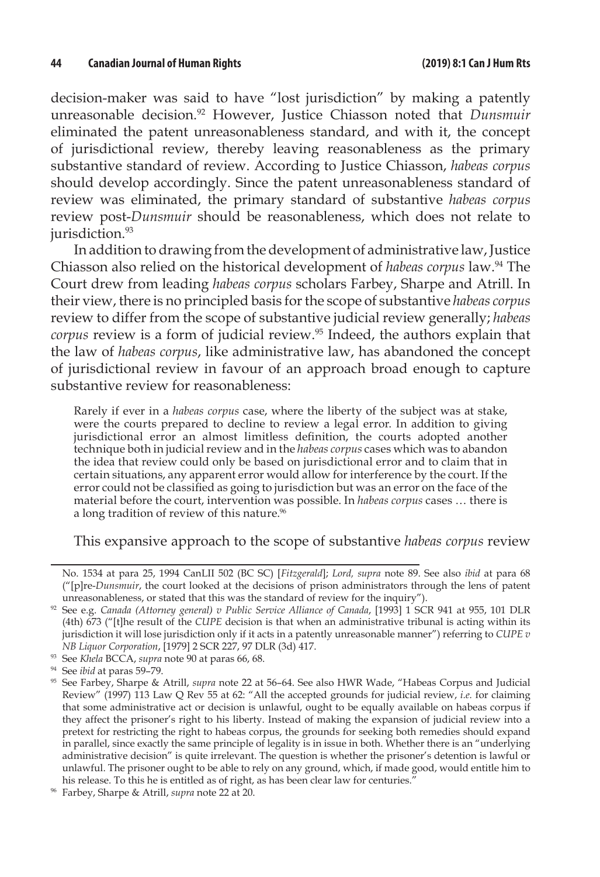decision-maker was said to have "lost jurisdiction" by making a patently unreasonable decision.[92] However, Justice Chiasson noted that *Dunsmuir* eliminated the patent unreasonableness standard, and with it, the concept of jurisdictional review, thereby leaving reasonableness as the primary substantive standard of review. According to Justice Chiasson, *habeas corpus* should develop accordingly. Since the patent unreasonableness standard of review was eliminated, the primary standard of substantive *habeas corpus* review post-*Dunsmuir* should be reasonableness, which does not relate to jurisdiction.[93]

In addition to drawing from the development of administrative law, Justice Chiasson also relied on the historical development of *habeas corpus* law.[94] The Court drew from leading *habeas corpus* scholars Farbey, Sharpe and Atrill. In their view, there is no principled basis for the scope of substantive *habeas corpus* review to differ from the scope of substantive judicial review generally; *habeas corpus* review is a form of judicial review.[95] Indeed, the authors explain that the law of *habeas corpus*, like administrative law, has abandoned the concept of jurisdictional review in favour of an approach broad enough to capture substantive review for reasonableness:

> Rarely if ever in a *habeas corpus* case, where the liberty of the subject was at stake, were the courts prepared to decline to review a legal error. In addition to giving jurisdictional error an almost limitless definition, the courts adopted another technique both in judicial review and in the *habeas corpus* cases which was to abandon the idea that review could only be based on jurisdictional error and to claim that in certain situations, any apparent error would allow for interference by the court. If the error could not be classified as going to jurisdiction but was an error on the face of the material before the court, intervention was possible. In *habeas corpus* cases … there is a long tradition of review of this nature.[96]

This expansive approach to the scope of substantive *habeas corpus* review

---

No. 1534 at para 25, 1994 CanLII 502 (BC SC) [*Fitzgerald*]; *Lord, supra* note 89. See also *ibid* at para 68 ("[p]re-*Dunsmuir*, the court looked at the decisions of prison administrators through the lens of patent unreasonableness, or stated that this was the standard of review for the inquiry").

[92] See e.g. *Canada (Attorney general) v Public Service Alliance of Canada*, [1993] 1 SCR 941 at 955, 101 DLR (4th) 673 ("[t]he result of the *CUPE* decision is that when an administrative tribunal is acting within its jurisdiction it will lose jurisdiction only if it acts in a patently unreasonable manner") referring to *CUPE v NB Liquor Corporation*, [1979] 2 SCR 227, 97 DLR (3d) 417.

[93] See *Khela* BCCA, *supra* note 90 at paras 66, 68.

[94] See *ibid* at paras 59–79.

[95] See Farbey, Sharpe & Atrill, *supra* note 22 at 56–64. See also HWR Wade, "Habeas Corpus and Judicial Review" (1997) 113 Law Q Rev 55 at 62: "All the accepted grounds for judicial review, *i.e.* for claiming that some administrative act or decision is unlawful, ought to be equally available on habeas corpus if they affect the prisoner's right to his liberty. Instead of making the expansion of judicial review into a pretext for restricting the right to habeas corpus, the grounds for seeking both remedies should expand in parallel, since exactly the same principle of legality is in issue in both. Whether there is an "underlying administrative decision" is quite irrelevant. The question is whether the prisoner's detention is lawful or unlawful. The prisoner ought to be able to rely on any ground, which, if made good, would entitle him to his release. To this he is entitled as of right, as has been clear law for centuries."

[96] Farbey, Sharpe & Atrill, *supra* note 22 at 20.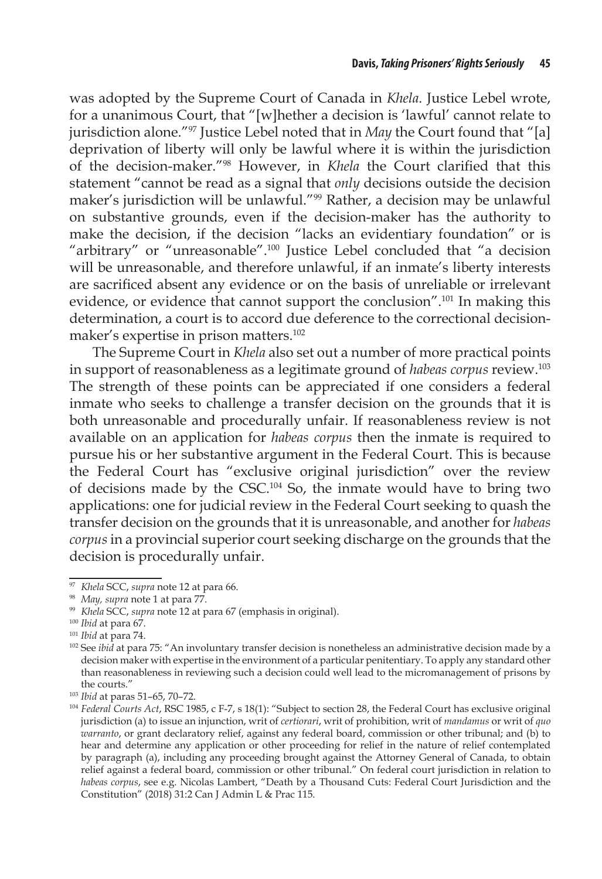was adopted by the Supreme Court of Canada in *Khela*. Justice Lebel wrote, for a unanimous Court, that "[w]hether a decision is 'lawful' cannot relate to jurisdiction alone."[97] Justice Lebel noted that in *May* the Court found that "[a] deprivation of liberty will only be lawful where it is within the jurisdiction of the decision-maker."[98] However, in *Khela* the Court clarified that this statement "cannot be read as a signal that *only* decisions outside the decision maker's jurisdiction will be unlawful."[99] Rather, a decision may be unlawful on substantive grounds, even if the decision-maker has the authority to make the decision, if the decision "lacks an evidentiary foundation" or is "arbitrary" or "unreasonable".[100] Justice Lebel concluded that "a decision will be unreasonable, and therefore unlawful, if an inmate's liberty interests are sacrificed absent any evidence or on the basis of unreliable or irrelevant evidence, or evidence that cannot support the conclusion".[101] In making this determination, a court is to accord due deference to the correctional decision-maker's expertise in prison matters.[102]

The Supreme Court in *Khela* also set out a number of more practical points in support of reasonableness as a legitimate ground of *habeas corpus* review.[103] The strength of these points can be appreciated if one considers a federal inmate who seeks to challenge a transfer decision on the grounds that it is both unreasonable and procedurally unfair. If reasonableness review is not available on an application for *habeas corpus* then the inmate is required to pursue his or her substantive argument in the Federal Court. This is because the Federal Court has "exclusive original jurisdiction" over the review of decisions made by the CSC.[104] So, the inmate would have to bring two applications: one for judicial review in the Federal Court seeking to quash the transfer decision on the grounds that it is unreasonable, and another for *habeas corpus* in a provincial superior court seeking discharge on the grounds that the decision is procedurally unfair.

---

[97] *Khela* SCC, *supra* note 12 at para 66.

[98] *May, supra* note 1 at para 77.

[99] *Khela* SCC, *supra* note 12 at para 67 (emphasis in original).

[100] *Ibid* at para 67.

[101] *Ibid* at para 74.

[102] See *ibid* at para 75: "An involuntary transfer decision is nonetheless an administrative decision made by a decision maker with expertise in the environment of a particular penitentiary. To apply any standard other than reasonableness in reviewing such a decision could well lead to the micromanagement of prisons by the courts."

[103] *Ibid* at paras 51–65, 70–72.

[104] *Federal Courts Act*, RSC 1985, c F-7, s 18(1): "Subject to section 28, the Federal Court has exclusive original jurisdiction (a) to issue an injunction, writ of *certiorari*, writ of prohibition, writ of *mandamus* or writ of *quo warranto*, or grant declaratory relief, against any federal board, commission or other tribunal; and (b) to hear and determine any application or other proceeding for relief in the nature of relief contemplated by paragraph (a), including any proceeding brought against the Attorney General of Canada, to obtain relief against a federal board, commission or other tribunal." On federal court jurisdiction in relation to *habeas corpus*, see e.g. Nicolas Lambert, "Death by a Thousand Cuts: Federal Court Jurisdiction and the Constitution" (2018) 31:2 Can J Admin L & Prac 115.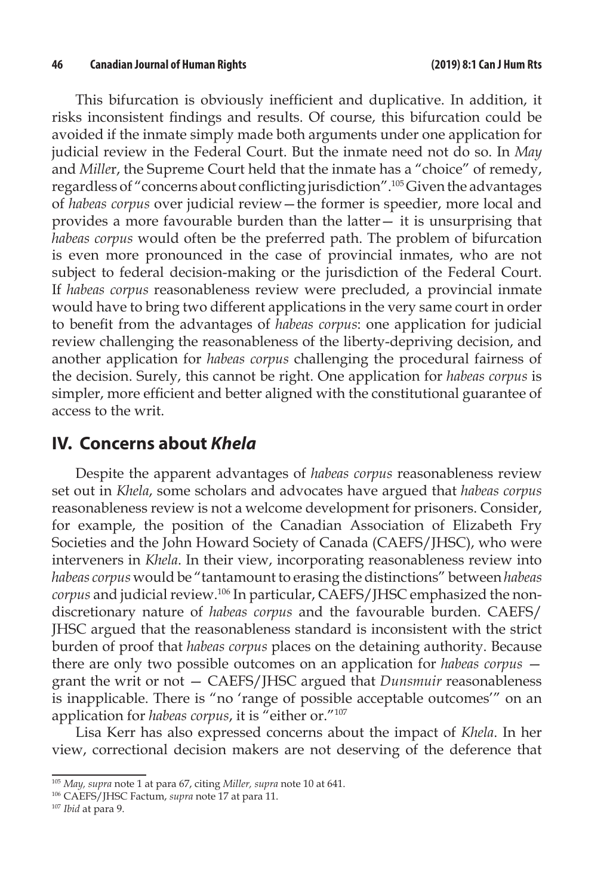This bifurcation is obviously inefficient and duplicative. In addition, it risks inconsistent findings and results. Of course, this bifurcation could be avoided if the inmate simply made both arguments under one application for judicial review in the Federal Court. But the inmate need not do so. In *May* and *Mille*r, the Supreme Court held that the inmate has a "choice" of remedy, regardless of "concerns about conflicting jurisdiction".[105] Given the advantages of *habeas corpus* over judicial review—the former is speedier, more local and provides a more favourable burden than the latter— it is unsurprising that *habeas corpus* would often be the preferred path. The problem of bifurcation is even more pronounced in the case of provincial inmates, who are not subject to federal decision-making or the jurisdiction of the Federal Court. If *habeas corpus* reasonableness review were precluded, a provincial inmate would have to bring two different applications in the very same court in order to benefit from the advantages of *habeas corpus*: one application for judicial review challenging the reasonableness of the liberty-depriving decision, and another application for *habeas corpus* challenging the procedural fairness of the decision. Surely, this cannot be right. One application for *habeas corpus* is simpler, more efficient and better aligned with the constitutional guarantee of access to the writ.

## IV. Concerns about *Khela*

Despite the apparent advantages of *habeas corpus* reasonableness review set out in *Khela*, some scholars and advocates have argued that *habeas corpus* reasonableness review is not a welcome development for prisoners. Consider, for example, the position of the Canadian Association of Elizabeth Fry Societies and the John Howard Society of Canada (CAEFS/JHSC), who were interveners in *Khela*. In their view, incorporating reasonableness review into *habeas corpus* would be "tantamount to erasing the distinctions" between *habeas corpus* and judicial review.[106] In particular, CAEFS/JHSC emphasized the non-discretionary nature of *habeas corpus* and the favourable burden. CAEFS/JHSC argued that the reasonableness standard is inconsistent with the strict burden of proof that *habeas corpus* places on the detaining authority. Because there are only two possible outcomes on an application for *habeas corpus* — grant the writ or not — CAEFS/JHSC argued that *Dunsmuir* reasonableness is inapplicable. There is "no 'range of possible acceptable outcomes'" on an application for *habeas corpus*, it is "either or."[107]

Lisa Kerr has also expressed concerns about the impact of *Khela*. In her view, correctional decision makers are not deserving of the deference that

---

[105] *May, supra* note 1 at para 67, citing *Miller, supra* note 10 at 641.

[106] CAEFS/JHSC Factum, *supra* note 17 at para 11.

[107] *Ibid* at para 9.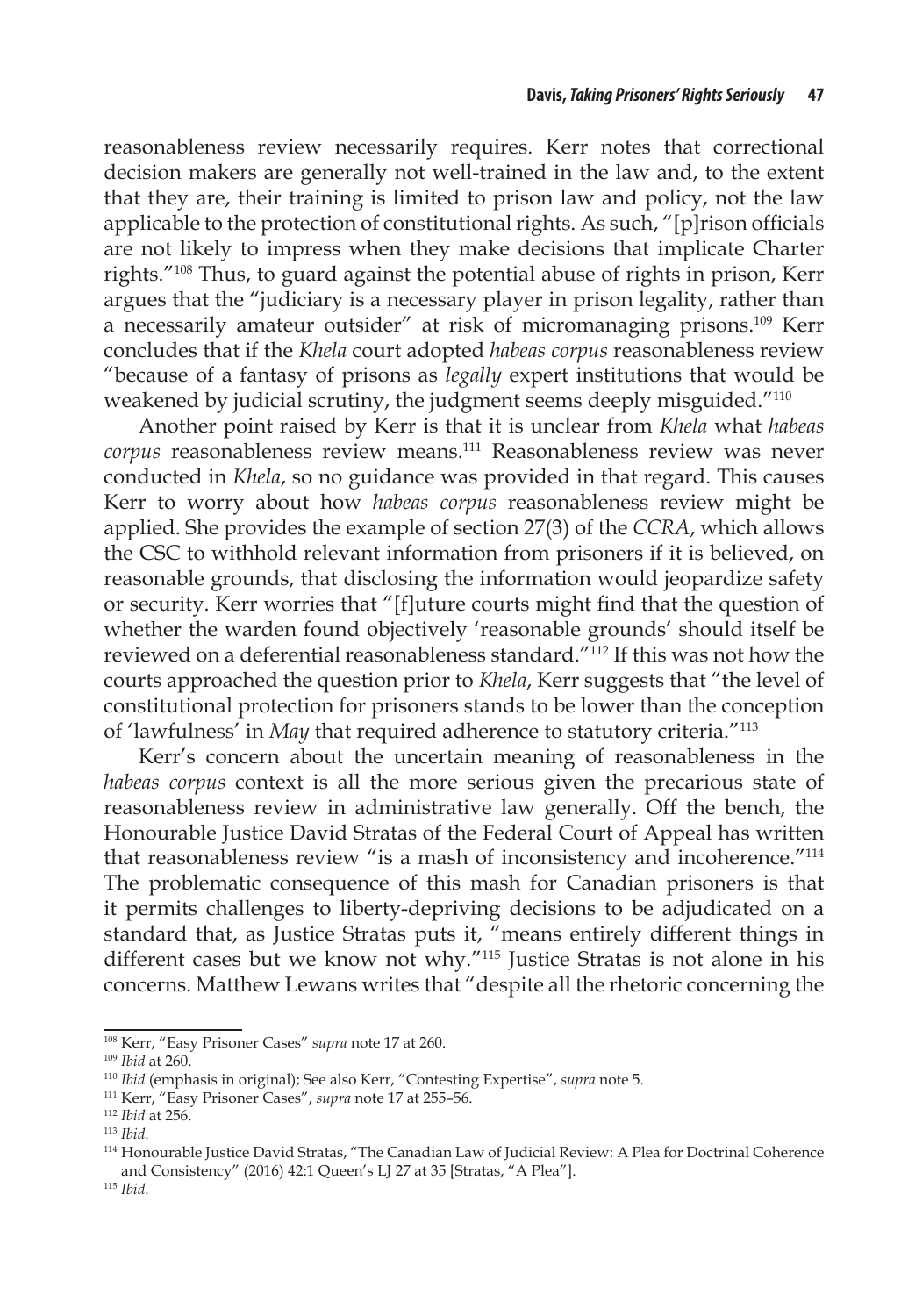reasonableness review necessarily requires. Kerr notes that correctional decision makers are generally not well-trained in the law and, to the extent that they are, their training is limited to prison law and policy, not the law applicable to the protection of constitutional rights. As such, "[p]rison officials are not likely to impress when they make decisions that implicate Charter rights."[108] Thus, to guard against the potential abuse of rights in prison, Kerr argues that the "judiciary is a necessary player in prison legality, rather than a necessarily amateur outsider" at risk of micromanaging prisons.[109] Kerr concludes that if the *Khela* court adopted *habeas corpus* reasonableness review "because of a fantasy of prisons as *legally* expert institutions that would be weakened by judicial scrutiny, the judgment seems deeply misguided."[110]

Another point raised by Kerr is that it is unclear from *Khela* what *habeas corpus* reasonableness review means.[111] Reasonableness review was never conducted in *Khela*, so no guidance was provided in that regard. This causes Kerr to worry about how *habeas corpus* reasonableness review might be applied. She provides the example of section 27(3) of the *CCRA*, which allows the CSC to withhold relevant information from prisoners if it is believed, on reasonable grounds, that disclosing the information would jeopardize safety or security. Kerr worries that "[f]uture courts might find that the question of whether the warden found objectively 'reasonable grounds' should itself be reviewed on a deferential reasonableness standard."[112] If this was not how the courts approached the question prior to *Khela*, Kerr suggests that "the level of constitutional protection for prisoners stands to be lower than the conception of 'lawfulness' in *May* that required adherence to statutory criteria."[113]

Kerr's concern about the uncertain meaning of reasonableness in the *habeas corpus* context is all the more serious given the precarious state of reasonableness review in administrative law generally. Off the bench, the Honourable Justice David Stratas of the Federal Court of Appeal has written that reasonableness review "is a mash of inconsistency and incoherence."[114] The problematic consequence of this mash for Canadian prisoners is that it permits challenges to liberty-depriving decisions to be adjudicated on a standard that, as Justice Stratas puts it, "means entirely different things in different cases but we know not why."[115] Justice Stratas is not alone in his concerns. Matthew Lewans writes that "despite all the rhetoric concerning the

---

[108] Kerr, "Easy Prisoner Cases" *supra* note 17 at 260.

[109] *Ibid* at 260.

[110] *Ibid* (emphasis in original); See also Kerr, "Contesting Expertise", *supra* note 5.

[111] Kerr, "Easy Prisoner Cases", *supra* note 17 at 255–56.

[112] *Ibid* at 256.

[113] *Ibid*.

[114] Honourable Justice David Stratas, "The Canadian Law of Judicial Review: A Plea for Doctrinal Coherence and Consistency" (2016) 42:1 Queen's LJ 27 at 35 [Stratas, "A Plea"].

[115] *Ibid*.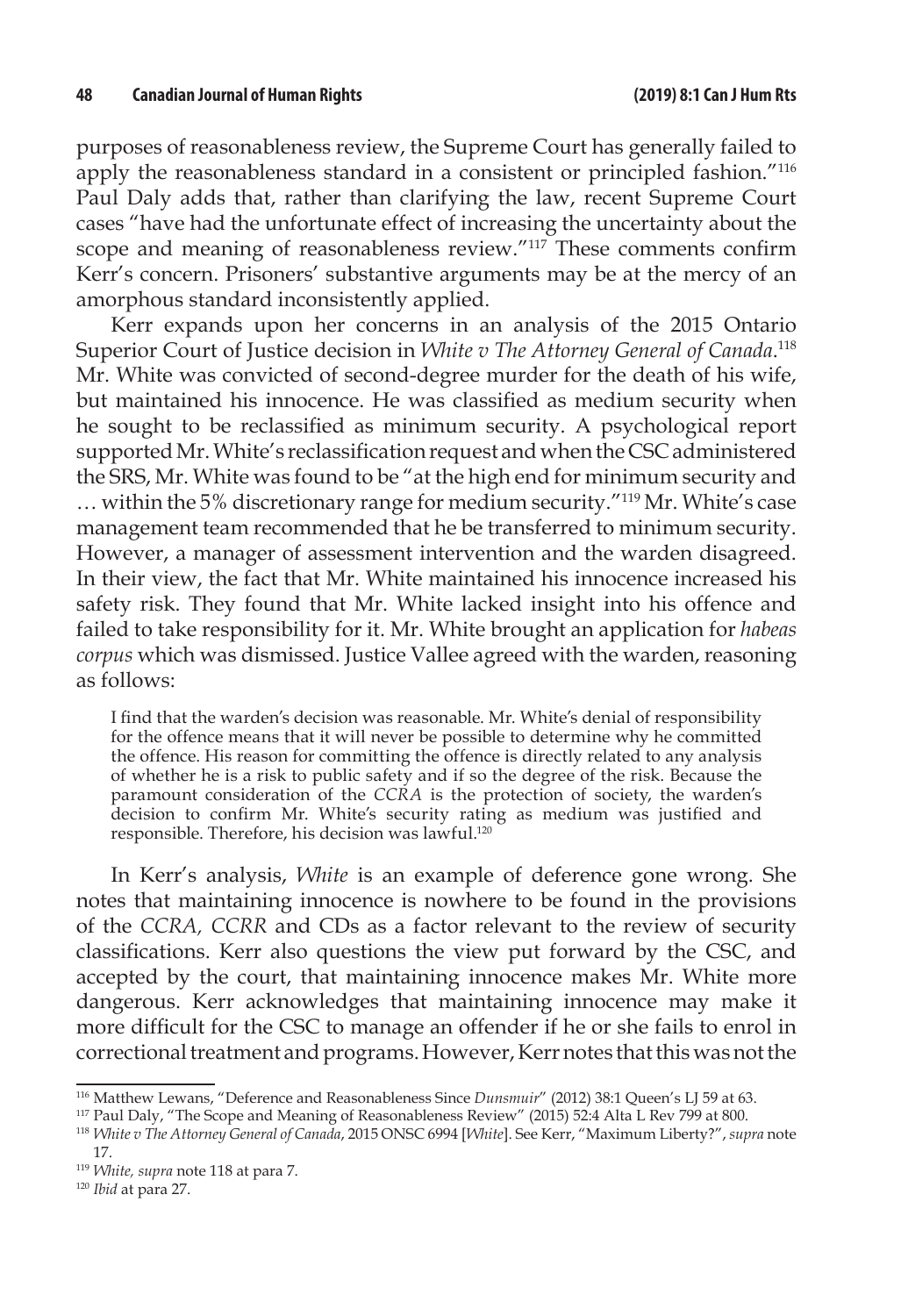purposes of reasonableness review, the Supreme Court has generally failed to apply the reasonableness standard in a consistent or principled fashion."[116] Paul Daly adds that, rather than clarifying the law, recent Supreme Court cases "have had the unfortunate effect of increasing the uncertainty about the scope and meaning of reasonableness review."[117] These comments confirm Kerr's concern. Prisoners' substantive arguments may be at the mercy of an amorphous standard inconsistently applied.

Kerr expands upon her concerns in an analysis of the 2015 Ontario Superior Court of Justice decision in *White v The Attorney General of Canada*.[118] Mr. White was convicted of second-degree murder for the death of his wife, but maintained his innocence. He was classified as medium security when he sought to be reclassified as minimum security. A psychological report supported Mr. White's reclassification request and when the CSC administered the SRS, Mr. White was found to be "at the high end for minimum security and … within the 5% discretionary range for medium security."[119] Mr. White's case management team recommended that he be transferred to minimum security. However, a manager of assessment intervention and the warden disagreed. In their view, the fact that Mr. White maintained his innocence increased his safety risk. They found that Mr. White lacked insight into his offence and failed to take responsibility for it. Mr. White brought an application for *habeas corpus* which was dismissed. Justice Vallee agreed with the warden, reasoning as follows:

> I find that the warden's decision was reasonable. Mr. White's denial of responsibility for the offence means that it will never be possible to determine why he committed the offence. His reason for committing the offence is directly related to any analysis of whether he is a risk to public safety and if so the degree of the risk. Because the paramount consideration of the *CCRA* is the protection of society, the warden's decision to confirm Mr. White's security rating as medium was justified and responsible. Therefore, his decision was lawful.[120]

In Kerr's analysis, *White* is an example of deference gone wrong. She notes that maintaining innocence is nowhere to be found in the provisions of the *CCRA, CCRR* and CDs as a factor relevant to the review of security classifications. Kerr also questions the view put forward by the CSC, and accepted by the court, that maintaining innocence makes Mr. White more dangerous. Kerr acknowledges that maintaining innocence may make it more difficult for the CSC to manage an offender if he or she fails to enrol in correctional treatment and programs. However, Kerr notes that this was not the

---

[116] Matthew Lewans, "Deference and Reasonableness Since *Dunsmuir*" (2012) 38:1 Queen's LJ 59 at 63.

[117] Paul Daly, "The Scope and Meaning of Reasonableness Review" (2015) 52:4 Alta L Rev 799 at 800.

[118] *White v The Attorney General of Canada*, 2015 ONSC 6994 [*White*]. See Kerr, "Maximum Liberty?", *supra* note 17.

[119] *White, supra* note 118 at para 7.

[120] *Ibid* at para 27.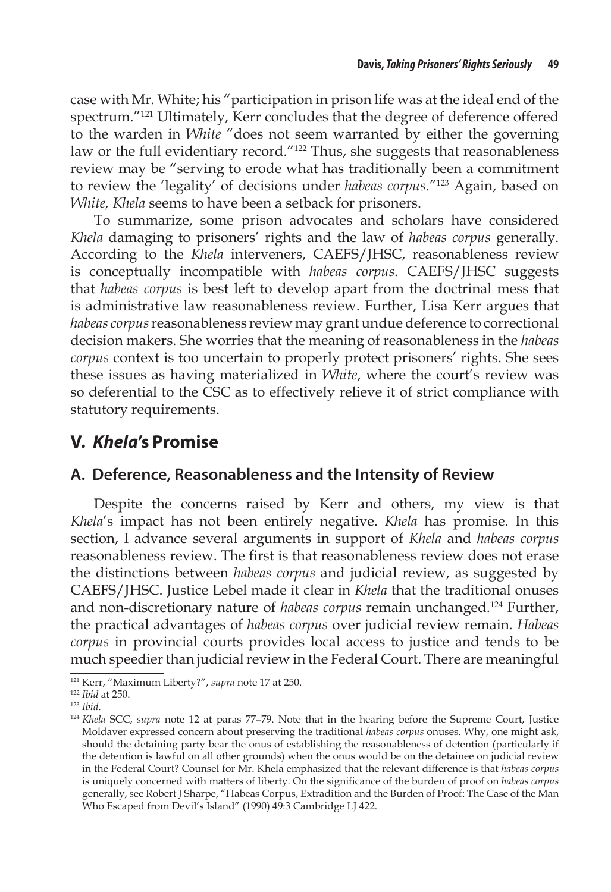case with Mr. White; his "participation in prison life was at the ideal end of the spectrum."[121] Ultimately, Kerr concludes that the degree of deference offered to the warden in *White* "does not seem warranted by either the governing law or the full evidentiary record."[122] Thus, she suggests that reasonableness review may be "serving to erode what has traditionally been a commitment to review the 'legality' of decisions under *habeas corpus*."[123] Again, based on *White, Khela* seems to have been a setback for prisoners.

To summarize, some prison advocates and scholars have considered *Khela* damaging to prisoners' rights and the law of *habeas corpus* generally. According to the *Khela* interveners, CAEFS/JHSC, reasonableness review is conceptually incompatible with *habeas corpus*. CAEFS/JHSC suggests that *habeas corpus* is best left to develop apart from the doctrinal mess that is administrative law reasonableness review. Further, Lisa Kerr argues that *habeas corpus* reasonableness review may grant undue deference to correctional decision makers. She worries that the meaning of reasonableness in the *habeas corpus* context is too uncertain to properly protect prisoners' rights. She sees these issues as having materialized in *White*, where the court's review was so deferential to the CSC as to effectively relieve it of strict compliance with statutory requirements.

## V. *Khela*'s Promise

### A. Deference, Reasonableness and the Intensity of Review

Despite the concerns raised by Kerr and others, my view is that *Khela*'s impact has not been entirely negative. *Khela* has promise. In this section, I advance several arguments in support of *Khela* and *habeas corpus* reasonableness review. The first is that reasonableness review does not erase the distinctions between *habeas corpus* and judicial review, as suggested by CAEFS/JHSC. Justice Lebel made it clear in *Khela* that the traditional onuses and non-discretionary nature of *habeas corpus* remain unchanged.[124] Further, the practical advantages of *habeas corpus* over judicial review remain. *Habeas corpus* in provincial courts provides local access to justice and tends to be much speedier than judicial review in the Federal Court. There are meaningful

---

[121] Kerr, "Maximum Liberty?", *supra* note 17 at 250.

[122] *Ibid* at 250.

[123] *Ibid*.

[124] *Khela* SCC, *supra* note 12 at paras 77–79. Note that in the hearing before the Supreme Court, Justice Moldaver expressed concern about preserving the traditional *habeas corpus* onuses. Why, one might ask, should the detaining party bear the onus of establishing the reasonableness of detention (particularly if the detention is lawful on all other grounds) when the onus would be on the detainee on judicial review in the Federal Court? Counsel for Mr. Khela emphasized that the relevant difference is that *habeas corpus* is uniquely concerned with matters of liberty. On the significance of the burden of proof on *habeas corpus* generally, see Robert J Sharpe, "Habeas Corpus, Extradition and the Burden of Proof: The Case of the Man Who Escaped from Devil's Island" (1990) 49:3 Cambridge LJ 422.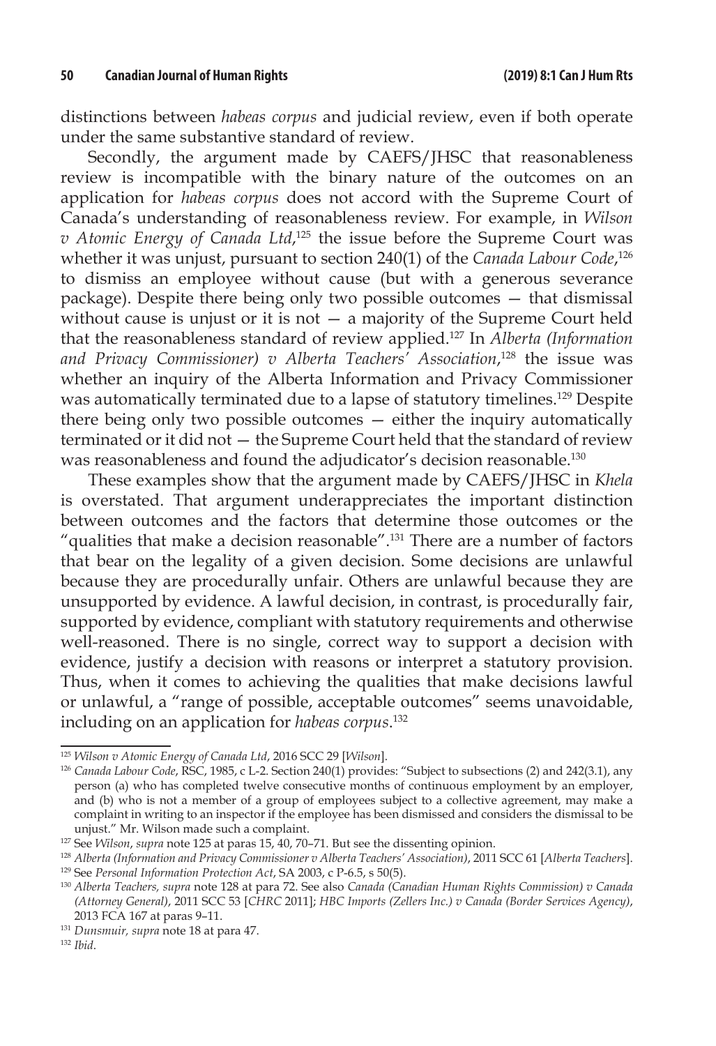distinctions between *habeas corpus* and judicial review, even if both operate under the same substantive standard of review.

Secondly, the argument made by CAEFS/JHSC that reasonableness review is incompatible with the binary nature of the outcomes on an application for *habeas corpus* does not accord with the Supreme Court of Canada's understanding of reasonableness review. For example, in *Wilson v Atomic Energy of Canada Ltd*,[125] the issue before the Supreme Court was whether it was unjust, pursuant to section 240(1) of the *Canada Labour Code*,[126] to dismiss an employee without cause (but with a generous severance package). Despite there being only two possible outcomes — that dismissal without cause is unjust or it is not — a majority of the Supreme Court held that the reasonableness standard of review applied.[127] In *Alberta (Information and Privacy Commissioner) v Alberta Teachers' Association*,[128] the issue was whether an inquiry of the Alberta Information and Privacy Commissioner was automatically terminated due to a lapse of statutory timelines.[129] Despite there being only two possible outcomes — either the inquiry automatically terminated or it did not — the Supreme Court held that the standard of review was reasonableness and found the adjudicator's decision reasonable.[130]

These examples show that the argument made by CAEFS/JHSC in *Khela* is overstated. That argument underappreciates the important distinction between outcomes and the factors that determine those outcomes or the "qualities that make a decision reasonable".[131] There are a number of factors that bear on the legality of a given decision. Some decisions are unlawful because they are procedurally unfair. Others are unlawful because they are unsupported by evidence. A lawful decision, in contrast, is procedurally fair, supported by evidence, compliant with statutory requirements and otherwise well-reasoned. There is no single, correct way to support a decision with evidence, justify a decision with reasons or interpret a statutory provision. Thus, when it comes to achieving the qualities that make decisions lawful or unlawful, a "range of possible, acceptable outcomes" seems unavoidable, including on an application for *habeas corpus*.[132]

---

[125] *Wilson v Atomic Energy of Canada Ltd*, 2016 SCC 29 [*Wilson*].

[126] *Canada Labour Code*, RSC, 1985, c L-2. Section 240(1) provides: "Subject to subsections (2) and 242(3.1), any person (a) who has completed twelve consecutive months of continuous employment by an employer, and (b) who is not a member of a group of employees subject to a collective agreement, may make a complaint in writing to an inspector if the employee has been dismissed and considers the dismissal to be unjust." Mr. Wilson made such a complaint.

[127] See *Wilson*, *supra* note 125 at paras 15, 40, 70–71. But see the dissenting opinion.

[128] *Alberta (Information and Privacy Commissioner v Alberta Teachers' Association)*, 2011 SCC 61 [*Alberta Teachers*].

[129] See *Personal Information Protection Act*, SA 2003, c P-6.5, s 50(5).

[130] *Alberta Teachers, supra* note 128 at para 72. See also *Canada (Canadian Human Rights Commission) v Canada (Attorney General)*, 2011 SCC 53 [*CHRC* 2011]; *HBC Imports (Zellers Inc.) v Canada (Border Services Agency)*, 2013 FCA 167 at paras 9–11.

[131] *Dunsmuir, supra* note 18 at para 47.

[132] *Ibid*.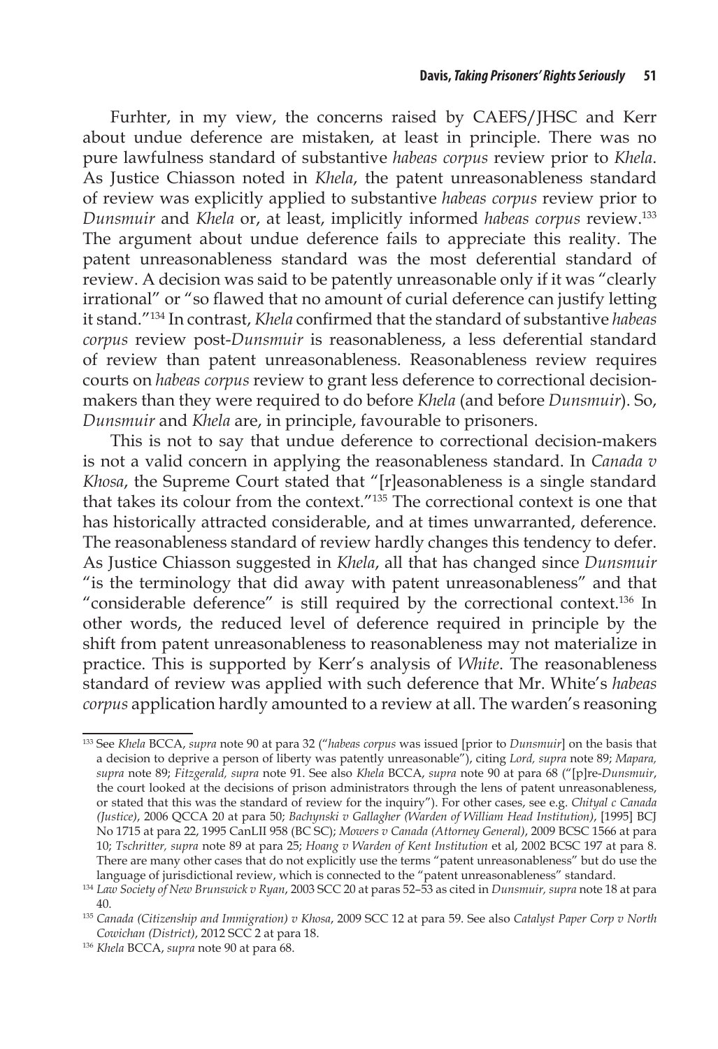Furhter, in my view, the concerns raised by CAEFS/JHSC and Kerr about undue deference are mistaken, at least in principle. There was no pure lawfulness standard of substantive *habeas corpus* review prior to *Khela*. As Justice Chiasson noted in *Khela*, the patent unreasonableness standard of review was explicitly applied to substantive *habeas corpus* review prior to *Dunsmuir* and *Khela* or, at least, implicitly informed *habeas corpus* review.[133] The argument about undue deference fails to appreciate this reality. The patent unreasonableness standard was the most deferential standard of review. A decision was said to be patently unreasonable only if it was "clearly irrational" or "so flawed that no amount of curial deference can justify letting it stand."[134] In contrast, *Khela* confirmed that the standard of substantive *habeas corpus* review post-*Dunsmuir* is reasonableness, a less deferential standard of review than patent unreasonableness. Reasonableness review requires courts on *habeas corpus* review to grant less deference to correctional decision-makers than they were required to do before *Khela* (and before *Dunsmuir*). So, *Dunsmuir* and *Khela* are, in principle, favourable to prisoners.

This is not to say that undue deference to correctional decision-makers is not a valid concern in applying the reasonableness standard. In *Canada v Khosa*, the Supreme Court stated that "[r]easonableness is a single standard that takes its colour from the context."[135] The correctional context is one that has historically attracted considerable, and at times unwarranted, deference. The reasonableness standard of review hardly changes this tendency to defer. As Justice Chiasson suggested in *Khela*, all that has changed since *Dunsmuir* "is the terminology that did away with patent unreasonableness" and that "considerable deference" is still required by the correctional context.[136] In other words, the reduced level of deference required in principle by the shift from patent unreasonableness to reasonableness may not materialize in practice. This is supported by Kerr's analysis of *White*. The reasonableness standard of review was applied with such deference that Mr. White's *habeas corpus* application hardly amounted to a review at all. The warden's reasoning

---

[133] See *Khela* BCCA, *supra* note 90 at para 32 ("*habeas corpus* was issued [prior to *Dunsmuir*] on the basis that a decision to deprive a person of liberty was patently unreasonable"), citing *Lord, supra* note 89; *Mapara, supra* note 89; *Fitzgerald, supra* note 91. See also *Khela* BCCA, *supra* note 90 at para 68 ("[p]re-*Dunsmuir*, the court looked at the decisions of prison administrators through the lens of patent unreasonableness, or stated that this was the standard of review for the inquiry"). For other cases, see e.g. *Chityal c Canada (Justice)*, 2006 QCCA 20 at para 50; *Bachynski v Gallagher (Warden of William Head Institution)*, [1995] BCJ No 1715 at para 22, 1995 CanLII 958 (BC SC); *Mowers v Canada (Attorney General)*, 2009 BCSC 1566 at para 10; *Tschritter, supra* note 89 at para 25; *Hoang v Warden of Kent Institution* et al, 2002 BCSC 197 at para 8. There are many other cases that do not explicitly use the terms "patent unreasonableness" but do use the language of jurisdictional review, which is connected to the "patent unreasonableness" standard.

[134] *Law Society of New Brunswick v Ryan*, 2003 SCC 20 at paras 52–53 as cited in *Dunsmuir, supra* note 18 at para 40.

[135] *Canada (Citizenship and Immigration) v Khosa*, 2009 SCC 12 at para 59. See also *Catalyst Paper Corp v North Cowichan (District)*, 2012 SCC 2 at para 18.

[136] *Khela* BCCA, *supra* note 90 at para 68.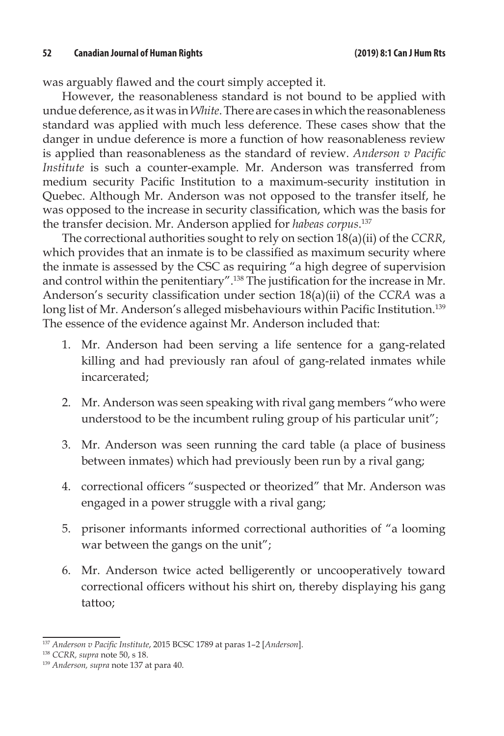was arguably flawed and the court simply accepted it.

However, the reasonableness standard is not bound to be applied with undue deference, as it was in *White*. There are cases in which the reasonableness standard was applied with much less deference. These cases show that the danger in undue deference is more a function of how reasonableness review is applied than reasonableness as the standard of review. *Anderson v Pacific Institute* is such a counter-example. Mr. Anderson was transferred from medium security Pacific Institution to a maximum-security institution in Quebec. Although Mr. Anderson was not opposed to the transfer itself, he was opposed to the increase in security classification, which was the basis for the transfer decision. Mr. Anderson applied for *habeas corpus*.[137]

The correctional authorities sought to rely on section 18(a)(ii) of the *CCRR*, which provides that an inmate is to be classified as maximum security where the inmate is assessed by the CSC as requiring "a high degree of supervision and control within the penitentiary".[138] The justification for the increase in Mr. Anderson's security classification under section 18(a)(ii) of the *CCRA* was a long list of Mr. Anderson's alleged misbehaviours within Pacific Institution.[139] The essence of the evidence against Mr. Anderson included that:

1. Mr. Anderson had been serving a life sentence for a gang-related killing and had previously ran afoul of gang-related inmates while incarcerated;

2. Mr. Anderson was seen speaking with rival gang members "who were understood to be the incumbent ruling group of his particular unit";

3. Mr. Anderson was seen running the card table (a place of business between inmates) which had previously been run by a rival gang;

4. correctional officers "suspected or theorized" that Mr. Anderson was engaged in a power struggle with a rival gang;

5. prisoner informants informed correctional authorities of "a looming war between the gangs on the unit";

6. Mr. Anderson twice acted belligerently or uncooperatively toward correctional officers without his shirt on, thereby displaying his gang tattoo;

---

[137] *Anderson v Pacific Institute*, 2015 BCSC 1789 at paras 1–2 [*Anderson*].

[138] *CCRR, supra* note 50, s 18.

[139] *Anderson, supra* note 137 at para 40.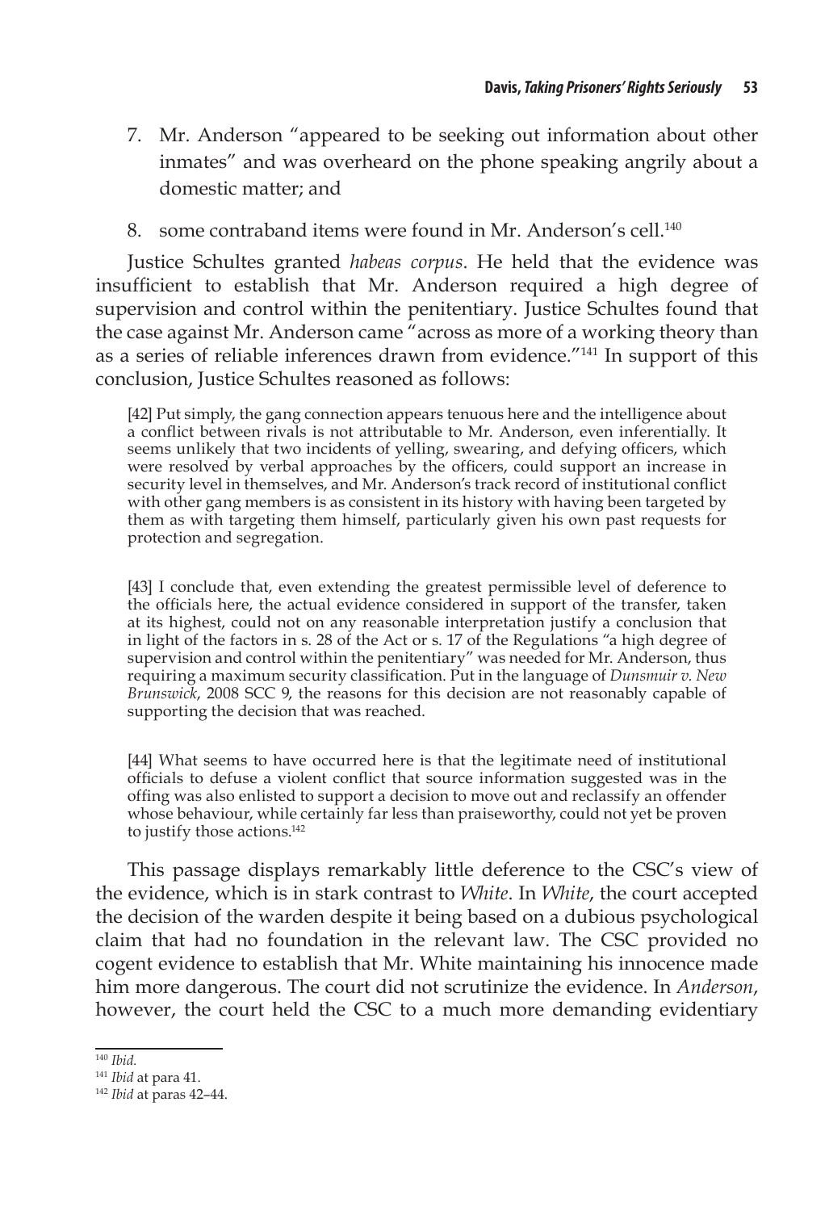7. Mr. Anderson "appeared to be seeking out information about other inmates" and was overheard on the phone speaking angrily about a domestic matter; and

8. some contraband items were found in Mr. Anderson's cell.[140]

Justice Schultes granted *habeas corpus*. He held that the evidence was insufficient to establish that Mr. Anderson required a high degree of supervision and control within the penitentiary. Justice Schultes found that the case against Mr. Anderson came "across as more of a working theory than as a series of reliable inferences drawn from evidence."[141] In support of this conclusion, Justice Schultes reasoned as follows:

> [42] Put simply, the gang connection appears tenuous here and the intelligence about a conflict between rivals is not attributable to Mr. Anderson, even inferentially. It seems unlikely that two incidents of yelling, swearing, and defying officers, which were resolved by verbal approaches by the officers, could support an increase in security level in themselves, and Mr. Anderson's track record of institutional conflict with other gang members is as consistent in its history with having been targeted by them as with targeting them himself, particularly given his own past requests for protection and segregation.
>
> [43] I conclude that, even extending the greatest permissible level of deference to the officials here, the actual evidence considered in support of the transfer, taken at its highest, could not on any reasonable interpretation justify a conclusion that in light of the factors in s. 28 of the Act or s. 17 of the Regulations "a high degree of supervision and control within the penitentiary" was needed for Mr. Anderson, thus requiring a maximum security classification. Put in the language of *Dunsmuir v. New Brunswick*, 2008 SCC 9, the reasons for this decision are not reasonably capable of supporting the decision that was reached.
>
> [44] What seems to have occurred here is that the legitimate need of institutional officials to defuse a violent conflict that source information suggested was in the offing was also enlisted to support a decision to move out and reclassify an offender whose behaviour, while certainly far less than praiseworthy, could not yet be proven to justify those actions.[142]

This passage displays remarkably little deference to the CSC's view of the evidence, which is in stark contrast to *White*. In *White*, the court accepted the decision of the warden despite it being based on a dubious psychological claim that had no foundation in the relevant law. The CSC provided no cogent evidence to establish that Mr. White maintaining his innocence made him more dangerous. The court did not scrutinize the evidence. In *Anderson*, however, the court held the CSC to a much more demanding evidentiary

---

[140] *Ibid.*

[141] *Ibid* at para 41.

[142] *Ibid* at paras 42–44.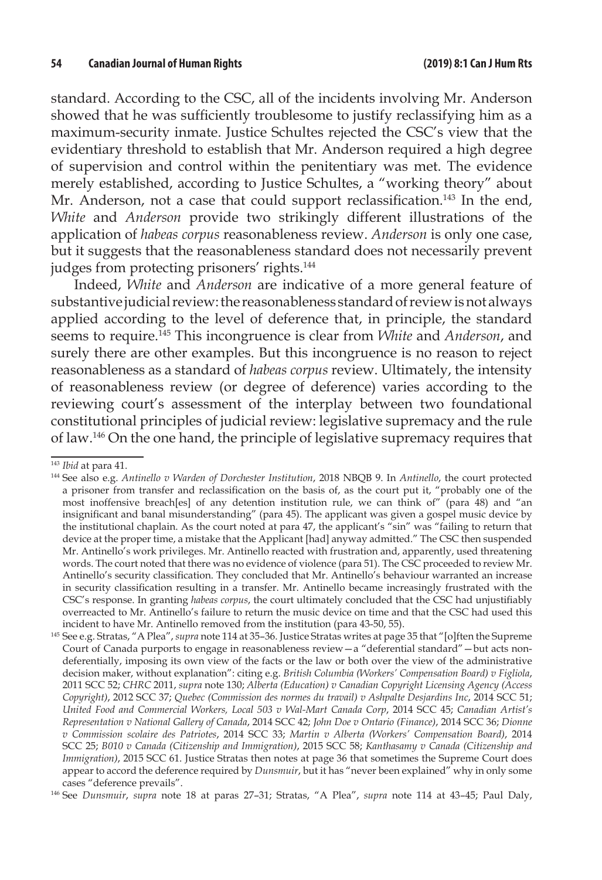standard. According to the CSC, all of the incidents involving Mr. Anderson showed that he was sufficiently troublesome to justify reclassifying him as a maximum-security inmate. Justice Schultes rejected the CSC's view that the evidentiary threshold to establish that Mr. Anderson required a high degree of supervision and control within the penitentiary was met. The evidence merely established, according to Justice Schultes, a "working theory" about Mr. Anderson, not a case that could support reclassification.[143] In the end, *White* and *Anderson* provide two strikingly different illustrations of the application of *habeas corpus* reasonableness review. *Anderson* is only one case, but it suggests that the reasonableness standard does not necessarily prevent judges from protecting prisoners' rights.[144]

Indeed, *White* and *Anderson* are indicative of a more general feature of substantive judicial review: the reasonableness standard of review is not always applied according to the level of deference that, in principle, the standard seems to require.[145] This incongruence is clear from *White* and *Anderson*, and surely there are other examples. But this incongruence is no reason to reject reasonableness as a standard of *habeas corpus* review. Ultimately, the intensity of reasonableness review (or degree of deference) varies according to the reviewing court's assessment of the interplay between two foundational constitutional principles of judicial review: legislative supremacy and the rule of law.[146] On the one hand, the principle of legislative supremacy requires that

---

[143] *Ibid* at para 41.

[144] See also e.g. *Antinello v Warden of Dorchester Institution*, 2018 NBQB 9. In *Antinello*, the court protected a prisoner from transfer and reclassification on the basis of, as the court put it, "probably one of the most inoffensive breach[es] of any detention institution rule, we can think of" (para 48) and "an insignificant and banal misunderstanding" (para 45). The applicant was given a gospel music device by the institutional chaplain. As the court noted at para 47, the applicant's "sin" was "failing to return that device at the proper time, a mistake that the Applicant [had] anyway admitted." The CSC then suspended Mr. Antinello's work privileges. Mr. Antinello reacted with frustration and, apparently, used threatening words. The court noted that there was no evidence of violence (para 51). The CSC proceeded to review Mr. Antinello's security classification. They concluded that Mr. Antinello's behaviour warranted an increase in security classification resulting in a transfer. Mr. Antinello became increasingly frustrated with the CSC's response. In granting *habeas corpus*, the court ultimately concluded that the CSC had unjustifiably overreacted to Mr. Antinello's failure to return the music device on time and that the CSC had used this incident to have Mr. Antinello removed from the institution (para 43-50, 55).

[145] See e.g. Stratas, "A Plea", *supra* note 114 at 35–36. Justice Stratas writes at page 35 that "[o]ften the Supreme Court of Canada purports to engage in reasonableness review—a "deferential standard"—but acts non-deferentially, imposing its own view of the facts or the law or both over the view of the administrative decision maker, without explanation": citing e.g. *British Columbia (Workers' Compensation Board) v Figliola*, 2011 SCC 52; *CHRC* 2011, *supra* note 130; *Alberta (Education) v Canadian Copyright Licensing Agency (Access Copyright)*, 2012 SCC 37; *Quebec (Commission des normes du travail) v Ashpalte Desjardins Inc*, 2014 SCC 51; *United Food and Commercial Workers, Local 503 v Wal-Mart Canada Corp*, 2014 SCC 45; *Canadian Artist's Representation v National Gallery of Canada*, 2014 SCC 42; *John Doe v Ontario (Finance)*, 2014 SCC 36; *Dionne v Commission scolaire des Patriotes*, 2014 SCC 33; *Martin v Alberta (Workers' Compensation Board)*, 2014 SCC 25; *B010 v Canada (Citizenship and Immigration)*, 2015 SCC 58; *Kanthasamy v Canada (Citizenship and Immigration)*, 2015 SCC 61. Justice Stratas then notes at page 36 that sometimes the Supreme Court does appear to accord the deference required by *Dunsmuir*, but it has "never been explained" why in only some cases "deference prevails".

[146] See *Dunsmuir*, *supra* note 18 at paras 27–31; Stratas, "A Plea", *supra* note 114 at 43–45; Paul Daly,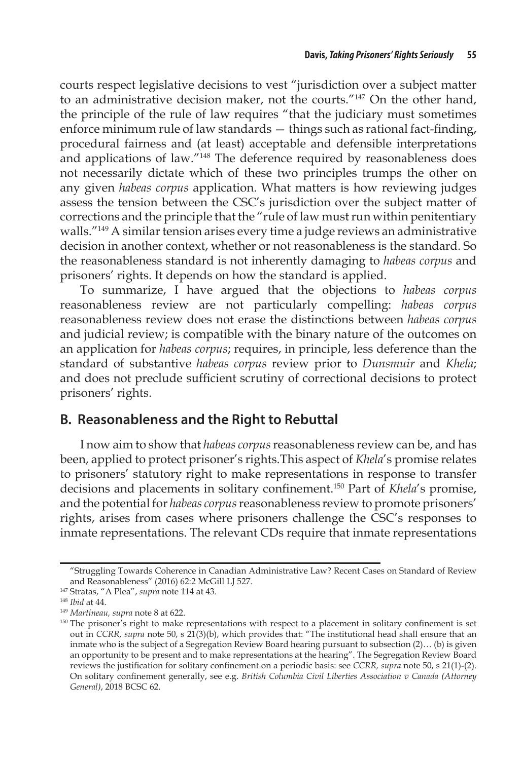courts respect legislative decisions to vest "jurisdiction over a subject matter to an administrative decision maker, not the courts."[147] On the other hand, the principle of the rule of law requires "that the judiciary must sometimes enforce minimum rule of law standards — things such as rational fact-finding, procedural fairness and (at least) acceptable and defensible interpretations and applications of law."[148] The deference required by reasonableness does not necessarily dictate which of these two principles trumps the other on any given *habeas corpus* application. What matters is how reviewing judges assess the tension between the CSC's jurisdiction over the subject matter of corrections and the principle that the "rule of law must run within penitentiary walls."[149] A similar tension arises every time a judge reviews an administrative decision in another context, whether or not reasonableness is the standard. So the reasonableness standard is not inherently damaging to *habeas corpus* and prisoners' rights. It depends on how the standard is applied.

To summarize, I have argued that the objections to *habeas corpus* reasonableness review are not particularly compelling: *habeas corpus* reasonableness review does not erase the distinctions between *habeas corpus* and judicial review; is compatible with the binary nature of the outcomes on an application for *habeas corpus*; requires, in principle, less deference than the standard of substantive *habeas corpus* review prior to *Dunsmuir* and *Khela*; and does not preclude sufficient scrutiny of correctional decisions to protect prisoners' rights.

## B. Reasonableness and the Right to Rebuttal

I now aim to show that *habeas corpus* reasonableness review can be, and has been, applied to protect prisoner's rights.This aspect of *Khela*'s promise relates to prisoners' statutory right to make representations in response to transfer decisions and placements in solitary confinement.[150] Part of *Khela*'s promise, and the potential for *habeas corpus* reasonableness review to promote prisoners' rights, arises from cases where prisoners challenge the CSC's responses to inmate representations. The relevant CDs require that inmate representations

---

"Struggling Towards Coherence in Canadian Administrative Law? Recent Cases on Standard of Review and Reasonableness" (2016) 62:2 McGill LJ 527.

[147] Stratas, "A Plea", *supra* note 114 at 43.

[148] *Ibid* at 44.

[149] *Martineau, supra* note 8 at 622.

[150] The prisoner's right to make representations with respect to a placement in solitary confinement is set out in *CCRR, supra* note 50, s 21(3)(b), which provides that: "The institutional head shall ensure that an inmate who is the subject of a Segregation Review Board hearing pursuant to subsection (2)… (b) is given an opportunity to be present and to make representations at the hearing". The Segregation Review Board reviews the justification for solitary confinement on a periodic basis: see *CCRR, supra* note 50, s 21(1)-(2). On solitary confinement generally, see e.g. *British Columbia Civil Liberties Association v Canada (Attorney General)*, 2018 BCSC 62.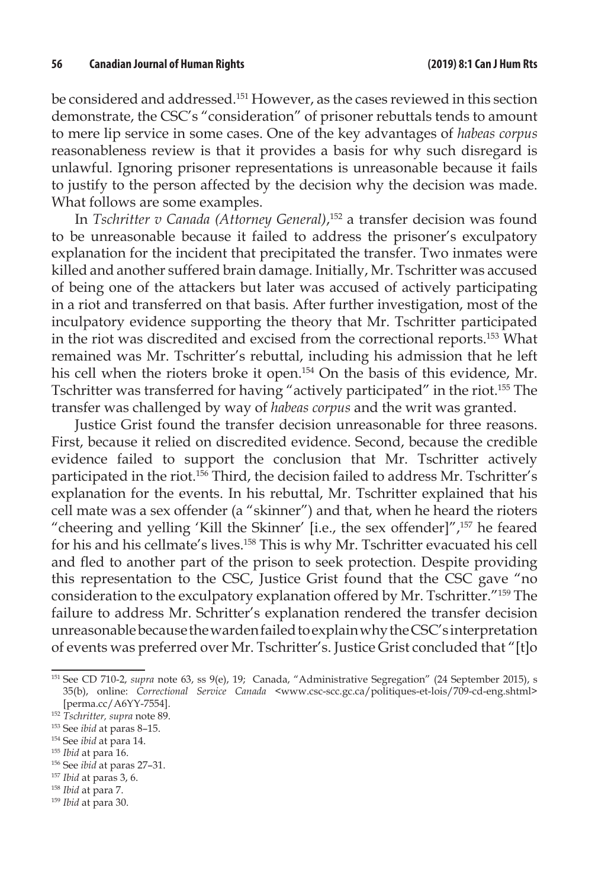be considered and addressed.[151] However, as the cases reviewed in this section demonstrate, the CSC's "consideration" of prisoner rebuttals tends to amount to mere lip service in some cases. One of the key advantages of *habeas corpus* reasonableness review is that it provides a basis for why such disregard is unlawful. Ignoring prisoner representations is unreasonable because it fails to justify to the person affected by the decision why the decision was made. What follows are some examples.

In *Tschritter v Canada (Attorney General)*,[152] a transfer decision was found to be unreasonable because it failed to address the prisoner's exculpatory explanation for the incident that precipitated the transfer. Two inmates were killed and another suffered brain damage. Initially, Mr. Tschritter was accused of being one of the attackers but later was accused of actively participating in a riot and transferred on that basis. After further investigation, most of the inculpatory evidence supporting the theory that Mr. Tschritter participated in the riot was discredited and excised from the correctional reports.[153] What remained was Mr. Tschritter's rebuttal, including his admission that he left his cell when the rioters broke it open.[154] On the basis of this evidence, Mr. Tschritter was transferred for having "actively participated" in the riot.[155] The transfer was challenged by way of *habeas corpus* and the writ was granted.

Justice Grist found the transfer decision unreasonable for three reasons. First, because it relied on discredited evidence. Second, because the credible evidence failed to support the conclusion that Mr. Tschritter actively participated in the riot.[156] Third, the decision failed to address Mr. Tschritter's explanation for the events. In his rebuttal, Mr. Tschritter explained that his cell mate was a sex offender (a "skinner") and that, when he heard the rioters "cheering and yelling 'Kill the Skinner' [i.e., the sex offender]",[157] he feared for his and his cellmate's lives.[158] This is why Mr. Tschritter evacuated his cell and fled to another part of the prison to seek protection. Despite providing this representation to the CSC, Justice Grist found that the CSC gave "no consideration to the exculpatory explanation offered by Mr. Tschritter."[159] The failure to address Mr. Schritter's explanation rendered the transfer decision unreasonable because the warden failed to explain why the CSC's interpretation of events was preferred over Mr. Tschritter's. Justice Grist concluded that "[t]o

---

[151] See CD 710-2, *supra* note 63, ss 9(e), 19; Canada, "Administrative Segregation" (24 September 2015), s 35(b), online: *Correctional Service Canada* <www.csc-scc.gc.ca/politiques-et-lois/709-cd-eng.shtml> [perma.cc/A6YY-7554].

[152] *Tschritter, supra* note 89.

[153] See *ibid* at paras 8–15.

[154] See *ibid* at para 14.

[155] *Ibid* at para 16.

[156] See *ibid* at paras 27–31.

[157] *Ibid* at paras 3, 6.

[158] *Ibid* at para 7.

[159] *Ibid* at para 30.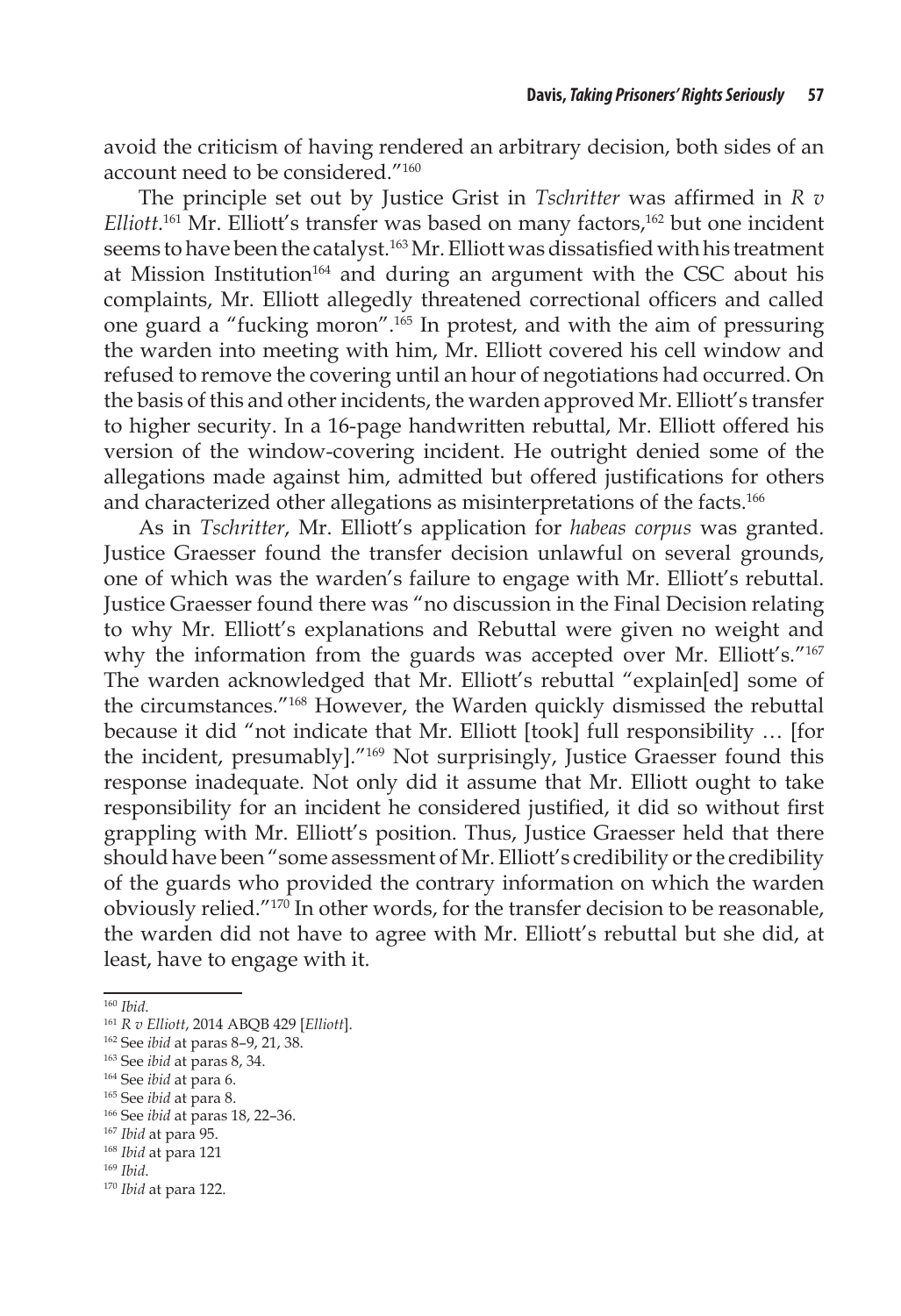avoid the criticism of having rendered an arbitrary decision, both sides of an account need to be considered."[160]

The principle set out by Justice Grist in *Tschritter* was affirmed in *R v Elliott*.[161] Mr. Elliott's transfer was based on many factors,[162] but one incident seems to have been the catalyst.[163] Mr. Elliott was dissatisfied with his treatment at Mission Institution[164] and during an argument with the CSC about his complaints, Mr. Elliott allegedly threatened correctional officers and called one guard a "fucking moron".[165] In protest, and with the aim of pressuring the warden into meeting with him, Mr. Elliott covered his cell window and refused to remove the covering until an hour of negotiations had occurred. On the basis of this and other incidents, the warden approved Mr. Elliott's transfer to higher security. In a 16-page handwritten rebuttal, Mr. Elliott offered his version of the window-covering incident. He outright denied some of the allegations made against him, admitted but offered justifications for others and characterized other allegations as misinterpretations of the facts.[166]

As in *Tschritter*, Mr. Elliott's application for *habeas corpus* was granted. Justice Graesser found the transfer decision unlawful on several grounds, one of which was the warden's failure to engage with Mr. Elliott's rebuttal. Justice Graesser found there was "no discussion in the Final Decision relating to why Mr. Elliott's explanations and Rebuttal were given no weight and why the information from the guards was accepted over Mr. Elliott's."[167] The warden acknowledged that Mr. Elliott's rebuttal "explain[ed] some of the circumstances."[168] However, the Warden quickly dismissed the rebuttal because it did "not indicate that Mr. Elliott [took] full responsibility … [for the incident, presumably]."[169] Not surprisingly, Justice Graesser found this response inadequate. Not only did it assume that Mr. Elliott ought to take responsibility for an incident he considered justified, it did so without first grappling with Mr. Elliott's position. Thus, Justice Graesser held that there should have been "some assessment of Mr. Elliott's credibility or the credibility of the guards who provided the contrary information on which the warden obviously relied."[170] In other words, for the transfer decision to be reasonable, the warden did not have to agree with Mr. Elliott's rebuttal but she did, at least, have to engage with it.

---

[160] *Ibid*.

[161] *R v Elliott*, 2014 ABQB 429 [*Elliott*].

[162] See *ibid* at paras 8–9, 21, 38.

[163] See *ibid* at paras 8, 34.

[164] See *ibid* at para 6.

[165] See *ibid* at para 8.

[166] See *ibid* at paras 18, 22–36.

[167] *Ibid* at para 95.

[168] *Ibid* at para 121

[169] *Ibid*.

[170] *Ibid* at para 122.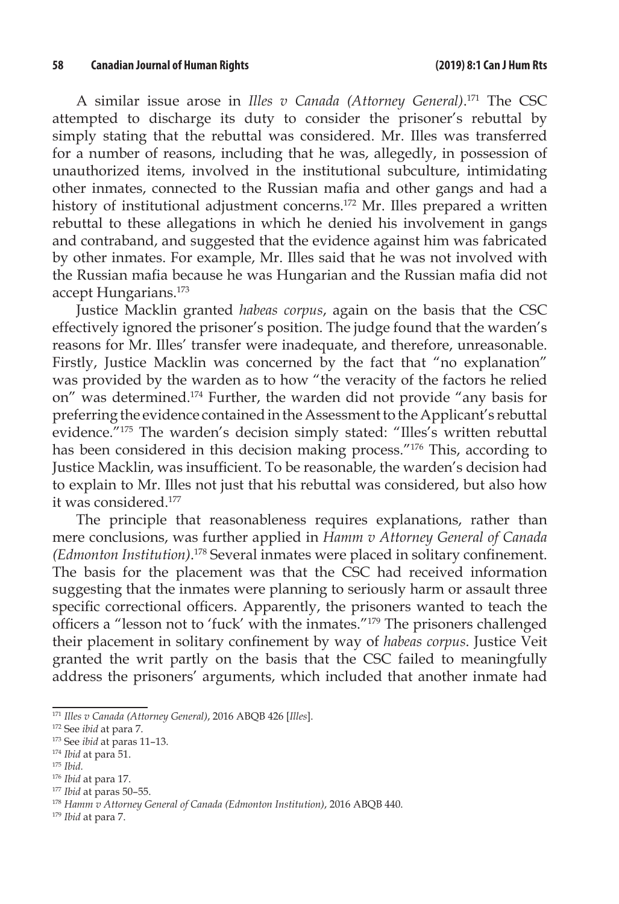A similar issue arose in *Illes v Canada (Attorney General)*.[171] The CSC attempted to discharge its duty to consider the prisoner's rebuttal by simply stating that the rebuttal was considered. Mr. Illes was transferred for a number of reasons, including that he was, allegedly, in possession of unauthorized items, involved in the institutional subculture, intimidating other inmates, connected to the Russian mafia and other gangs and had a history of institutional adjustment concerns.[172] Mr. Illes prepared a written rebuttal to these allegations in which he denied his involvement in gangs and contraband, and suggested that the evidence against him was fabricated by other inmates. For example, Mr. Illes said that he was not involved with the Russian mafia because he was Hungarian and the Russian mafia did not accept Hungarians.[173]

Justice Macklin granted *habeas corpus*, again on the basis that the CSC effectively ignored the prisoner's position. The judge found that the warden's reasons for Mr. Illes' transfer were inadequate, and therefore, unreasonable. Firstly, Justice Macklin was concerned by the fact that "no explanation" was provided by the warden as to how "the veracity of the factors he relied on" was determined.[174] Further, the warden did not provide "any basis for preferring the evidence contained in the Assessment to the Applicant's rebuttal evidence."[175] The warden's decision simply stated: "Illes's written rebuttal has been considered in this decision making process."[176] This, according to Justice Macklin, was insufficient. To be reasonable, the warden's decision had to explain to Mr. Illes not just that his rebuttal was considered, but also how it was considered.[177]

The principle that reasonableness requires explanations, rather than mere conclusions, was further applied in *Hamm v Attorney General of Canada (Edmonton Institution)*.[178] Several inmates were placed in solitary confinement. The basis for the placement was that the CSC had received information suggesting that the inmates were planning to seriously harm or assault three specific correctional officers. Apparently, the prisoners wanted to teach the officers a "lesson not to 'fuck' with the inmates."[179] The prisoners challenged their placement in solitary confinement by way of *habeas corpus*. Justice Veit granted the writ partly on the basis that the CSC failed to meaningfully address the prisoners' arguments, which included that another inmate had

---

[171] *Illes v Canada (Attorney General)*, 2016 ABQB 426 [*Illes*].

[172] See *ibid* at para 7.

[173] See *ibid* at paras 11–13.

[174] *Ibid* at para 51.

[175] *Ibid*.

[176] *Ibid* at para 17.

[177] *Ibid* at paras 50–55.

[178] *Hamm v Attorney General of Canada (Edmonton Institution)*, 2016 ABQB 440.

[179] *Ibid* at para 7.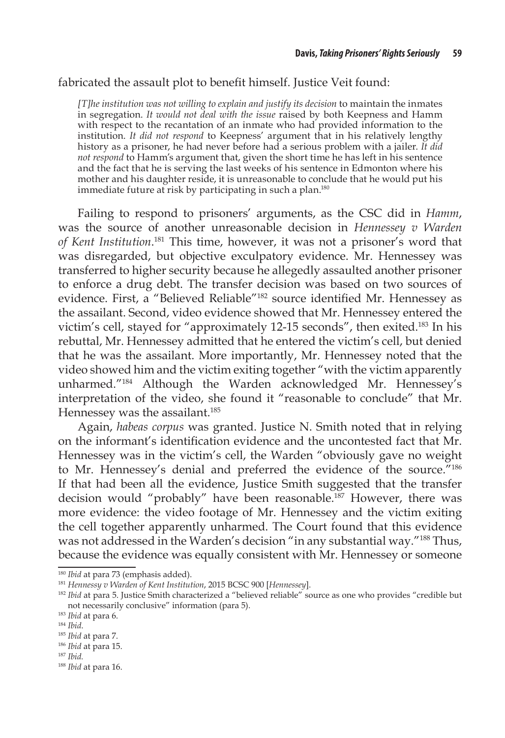fabricated the assault plot to benefit himself. Justice Veit found:

> *[T]he institution was not willing to explain and justify its decision* to maintain the inmates in segregation. *It would not deal with the issue* raised by both Keepness and Hamm with respect to the recantation of an inmate who had provided information to the institution. *It did not respond* to Keepness' argument that in his relatively lengthy history as a prisoner, he had never before had a serious problem with a jailer. *It did not respond* to Hamm's argument that, given the short time he has left in his sentence and the fact that he is serving the last weeks of his sentence in Edmonton where his mother and his daughter reside, it is unreasonable to conclude that he would put his immediate future at risk by participating in such a plan.[180]

Failing to respond to prisoners' arguments, as the CSC did in *Hamm*, was the source of another unreasonable decision in *Hennessey v Warden of Kent Institution*.[181] This time, however, it was not a prisoner's word that was disregarded, but objective exculpatory evidence. Mr. Hennessey was transferred to higher security because he allegedly assaulted another prisoner to enforce a drug debt. The transfer decision was based on two sources of evidence. First, a "Believed Reliable"[182] source identified Mr. Hennessey as the assailant. Second, video evidence showed that Mr. Hennessey entered the victim's cell, stayed for "approximately 12-15 seconds", then exited.[183] In his rebuttal, Mr. Hennessey admitted that he entered the victim's cell, but denied that he was the assailant. More importantly, Mr. Hennessey noted that the video showed him and the victim exiting together "with the victim apparently unharmed."[184] Although the Warden acknowledged Mr. Hennessey's interpretation of the video, she found it "reasonable to conclude" that Mr. Hennessey was the assailant.[185]

Again, *habeas corpus* was granted. Justice N. Smith noted that in relying on the informant's identification evidence and the uncontested fact that Mr. Hennessey was in the victim's cell, the Warden "obviously gave no weight to Mr. Hennessey's denial and preferred the evidence of the source."[186] If that had been all the evidence, Justice Smith suggested that the transfer decision would "probably" have been reasonable.[187] However, there was more evidence: the video footage of Mr. Hennessey and the victim exiting the cell together apparently unharmed. The Court found that this evidence was not addressed in the Warden's decision "in any substantial way."[188] Thus, because the evidence was equally consistent with Mr. Hennessey or someone

---

[180] *Ibid* at para 73 (emphasis added).

[181] *Hennessy v Warden of Kent Institution*, 2015 BCSC 900 [*Hennessy*].

[182] *Ibid* at para 5. Justice Smith characterized a "believed reliable" source as one who provides "credible but not necessarily conclusive" information (para 5).

[183] *Ibid* at para 6.

[184] *Ibid*.

[185] *Ibid* at para 7.

[186] *Ibid* at para 15.

[187] *Ibid*.

[188] *Ibid* at para 16.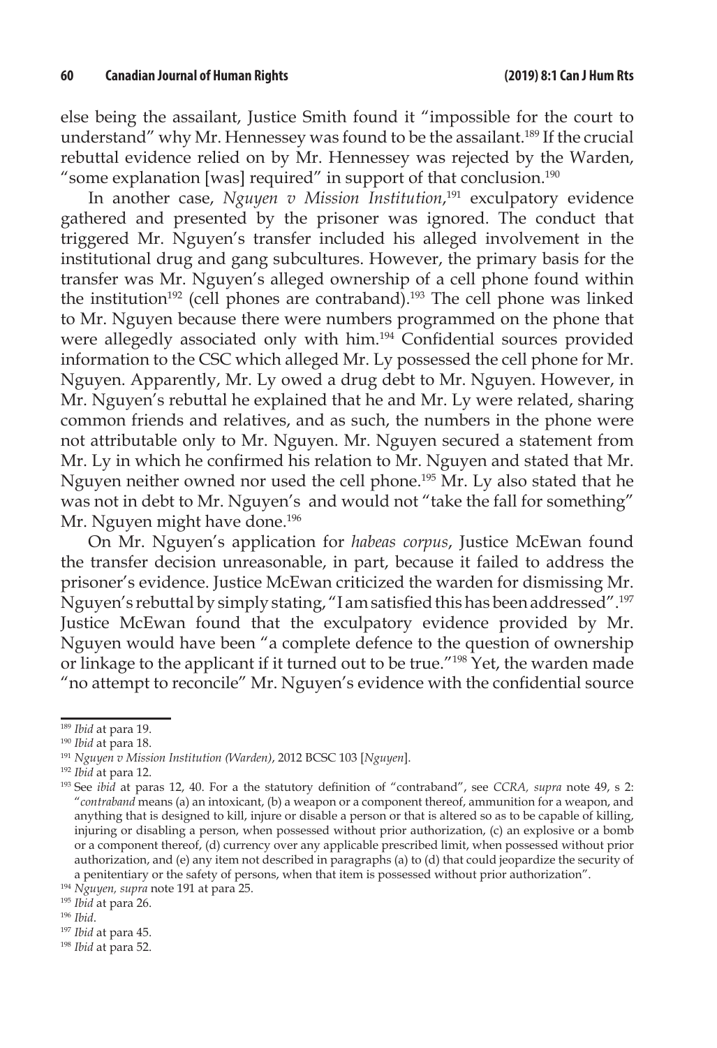else being the assailant, Justice Smith found it "impossible for the court to understand" why Mr. Hennessey was found to be the assailant.[189] If the crucial rebuttal evidence relied on by Mr. Hennessey was rejected by the Warden, "some explanation [was] required" in support of that conclusion.[190]

In another case, *Nguyen v Mission Institution*,[191] exculpatory evidence gathered and presented by the prisoner was ignored. The conduct that triggered Mr. Nguyen's transfer included his alleged involvement in the institutional drug and gang subcultures. However, the primary basis for the transfer was Mr. Nguyen's alleged ownership of a cell phone found within the institution[192] (cell phones are contraband).[193] The cell phone was linked to Mr. Nguyen because there were numbers programmed on the phone that were allegedly associated only with him.[194] Confidential sources provided information to the CSC which alleged Mr. Ly possessed the cell phone for Mr. Nguyen. Apparently, Mr. Ly owed a drug debt to Mr. Nguyen. However, in Mr. Nguyen's rebuttal he explained that he and Mr. Ly were related, sharing common friends and relatives, and as such, the numbers in the phone were not attributable only to Mr. Nguyen. Mr. Nguyen secured a statement from Mr. Ly in which he confirmed his relation to Mr. Nguyen and stated that Mr. Nguyen neither owned nor used the cell phone.[195] Mr. Ly also stated that he was not in debt to Mr. Nguyen's and would not "take the fall for something" Mr. Nguyen might have done.[196]

On Mr. Nguyen's application for *habeas corpus*, Justice McEwan found the transfer decision unreasonable, in part, because it failed to address the prisoner's evidence. Justice McEwan criticized the warden for dismissing Mr. Nguyen's rebuttal by simply stating, "I am satisfied this has been addressed".[197] Justice McEwan found that the exculpatory evidence provided by Mr. Nguyen would have been "a complete defence to the question of ownership or linkage to the applicant if it turned out to be true."[198] Yet, the warden made "no attempt to reconcile" Mr. Nguyen's evidence with the confidential source

---

[189] *Ibid* at para 19.

[190] *Ibid* at para 18.

[191] *Nguyen v Mission Institution (Warden)*, 2012 BCSC 103 [*Nguyen*].

[192] *Ibid* at para 12.

[193] See *ibid* at paras 12, 40. For a the statutory definition of "contraband", see *CCRA, supra* note 49, s 2: "*contraband* means (a) an intoxicant, (b) a weapon or a component thereof, ammunition for a weapon, and anything that is designed to kill, injure or disable a person or that is altered so as to be capable of killing, injuring or disabling a person, when possessed without prior authorization, (c) an explosive or a bomb or a component thereof, (d) currency over any applicable prescribed limit, when possessed without prior authorization, and (e) any item not described in paragraphs (a) to (d) that could jeopardize the security of a penitentiary or the safety of persons, when that item is possessed without prior authorization".

[194] *Nguyen, supra* note 191 at para 25.

[195] *Ibid* at para 26.

[196] *Ibid*.

[197] *Ibid* at para 45.

[198] *Ibid* at para 52.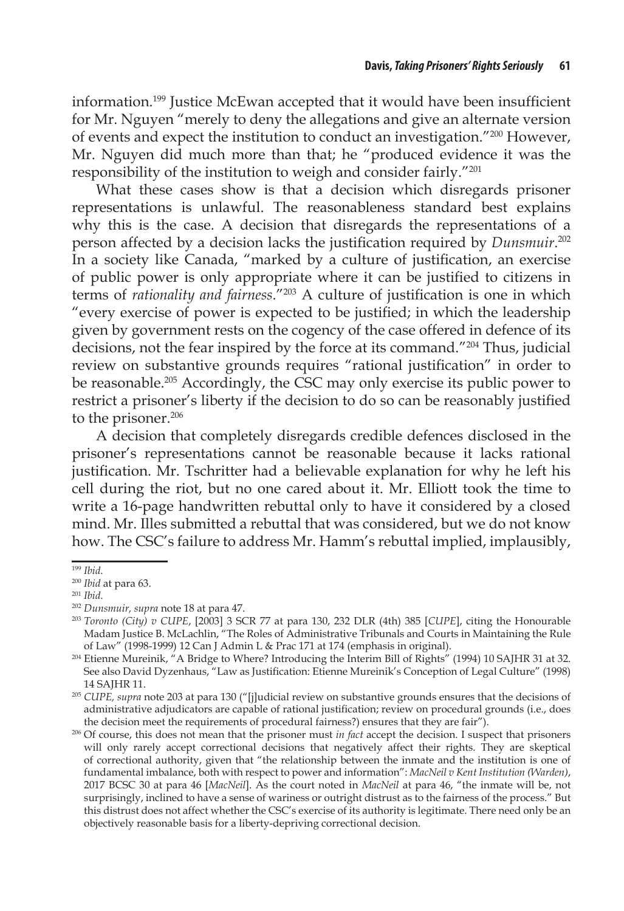information.[199] Justice McEwan accepted that it would have been insufficient for Mr. Nguyen "merely to deny the allegations and give an alternate version of events and expect the institution to conduct an investigation."[200] However, Mr. Nguyen did much more than that; he "produced evidence it was the responsibility of the institution to weigh and consider fairly."[201]

What these cases show is that a decision which disregards prisoner representations is unlawful. The reasonableness standard best explains why this is the case. A decision that disregards the representations of a person affected by a decision lacks the justification required by *Dunsmuir*.[202] In a society like Canada, "marked by a culture of justification, an exercise of public power is only appropriate where it can be justified to citizens in terms of *rationality and fairness*."[203] A culture of justification is one in which "every exercise of power is expected to be justified; in which the leadership given by government rests on the cogency of the case offered in defence of its decisions, not the fear inspired by the force at its command."[204] Thus, judicial review on substantive grounds requires "rational justification" in order to be reasonable.[205] Accordingly, the CSC may only exercise its public power to restrict a prisoner's liberty if the decision to do so can be reasonably justified to the prisoner.[206]

A decision that completely disregards credible defences disclosed in the prisoner's representations cannot be reasonable because it lacks rational justification. Mr. Tschritter had a believable explanation for why he left his cell during the riot, but no one cared about it. Mr. Elliott took the time to write a 16-page handwritten rebuttal only to have it considered by a closed mind. Mr. Illes submitted a rebuttal that was considered, but we do not know how. The CSC's failure to address Mr. Hamm's rebuttal implied, implausibly,

---

[199] *Ibid.*

[200] *Ibid* at para 63.

[201] *Ibid.*

[202] *Dunsmuir, supra* note 18 at para 47.

[203] *Toronto (City) v CUPE*, [2003] 3 SCR 77 at para 130, 232 DLR (4th) 385 [*CUPE*], citing the Honourable Madam Justice B. McLachlin, "The Roles of Administrative Tribunals and Courts in Maintaining the Rule of Law" (1998-1999) 12 Can J Admin L & Prac 171 at 174 (emphasis in original).

[204] Etienne Mureinik, "A Bridge to Where? Introducing the Interim Bill of Rights" (1994) 10 SAJHR 31 at 32. See also David Dyzenhaus, "Law as Justification: Etienne Mureinik's Conception of Legal Culture" (1998) 14 SAJHR 11.

[205] *CUPE, supra* note 203 at para 130 ("[j]udicial review on substantive grounds ensures that the decisions of administrative adjudicators are capable of rational justification; review on procedural grounds (i.e., does the decision meet the requirements of procedural fairness?) ensures that they are fair").

[206] Of course, this does not mean that the prisoner must *in fact* accept the decision. I suspect that prisoners will only rarely accept correctional decisions that negatively affect their rights. They are skeptical of correctional authority, given that "the relationship between the inmate and the institution is one of fundamental imbalance, both with respect to power and information": *MacNeil v Kent Institution (Warden)*, 2017 BCSC 30 at para 46 [*MacNeil*]. As the court noted in *MacNeil* at para 46, "the inmate will be, not surprisingly, inclined to have a sense of wariness or outright distrust as to the fairness of the process." But this distrust does not affect whether the CSC's exercise of its authority is legitimate. There need only be an objectively reasonable basis for a liberty-depriving correctional decision.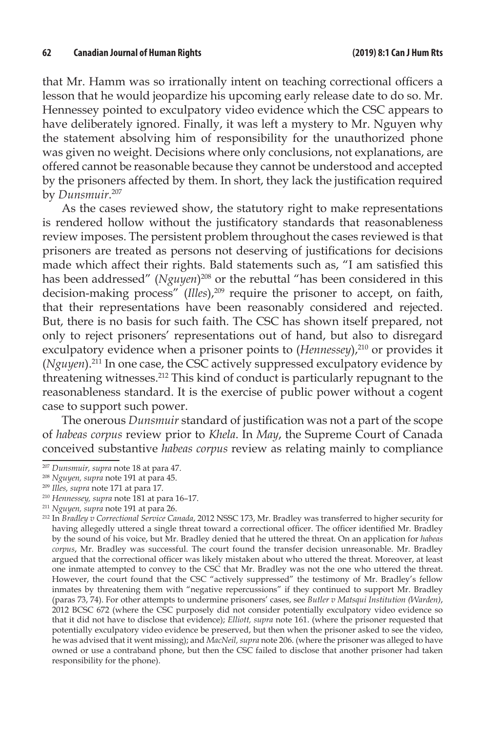that Mr. Hamm was so irrationally intent on teaching correctional officers a lesson that he would jeopardize his upcoming early release date to do so. Mr. Hennessey pointed to exculpatory video evidence which the CSC appears to have deliberately ignored. Finally, it was left a mystery to Mr. Nguyen why the statement absolving him of responsibility for the unauthorized phone was given no weight. Decisions where only conclusions, not explanations, are offered cannot be reasonable because they cannot be understood and accepted by the prisoners affected by them. In short, they lack the justification required by *Dunsmuir*.[207]

As the cases reviewed show, the statutory right to make representations is rendered hollow without the justificatory standards that reasonableness review imposes. The persistent problem throughout the cases reviewed is that prisoners are treated as persons not deserving of justifications for decisions made which affect their rights. Bald statements such as, "I am satisfied this has been addressed" (*Nguyen*)[208] or the rebuttal "has been considered in this decision-making process" (*Illes*),[209] require the prisoner to accept, on faith, that their representations have been reasonably considered and rejected. But, there is no basis for such faith. The CSC has shown itself prepared, not only to reject prisoners' representations out of hand, but also to disregard exculpatory evidence when a prisoner points to (*Hennessey*),[210] or provides it (*Nguyen*).[211] In one case, the CSC actively suppressed exculpatory evidence by threatening witnesses.[212] This kind of conduct is particularly repugnant to the reasonableness standard. It is the exercise of public power without a cogent case to support such power.

The onerous *Dunsmuir* standard of justification was not a part of the scope of *habeas corpus* review prior to *Khela*. In *May*, the Supreme Court of Canada conceived substantive *habeas corpus* review as relating mainly to compliance

---

[207] *Dunsmuir, supra* note 18 at para 47.

[208] *Nguyen, supra* note 191 at para 45.

[209] *Illes, supra* note 171 at para 17.

[210] *Hennessey, supra* note 181 at para 16–17.

[211] *Nguyen, supra* note 191 at para 26.

[212] In *Bradley v Correctional Service Canada*, 2012 NSSC 173, Mr. Bradley was transferred to higher security for having allegedly uttered a single threat toward a correctional officer. The officer identified Mr. Bradley by the sound of his voice, but Mr. Bradley denied that he uttered the threat. On an application for *habeas corpus*, Mr. Bradley was successful. The court found the transfer decision unreasonable. Mr. Bradley argued that the correctional officer was likely mistaken about who uttered the threat. Moreover, at least one inmate attempted to convey to the CSC that Mr. Bradley was not the one who uttered the threat. However, the court found that the CSC "actively suppressed" the testimony of Mr. Bradley's fellow inmates by threatening them with "negative repercussions" if they continued to support Mr. Bradley (paras 73, 74). For other attempts to undermine prisoners' cases, see *Butler v Matsqui Institution (Warden)*, 2012 BCSC 672 (where the CSC purposely did not consider potentially exculpatory video evidence so that it did not have to disclose that evidence); *Elliott, supra* note 161. (where the prisoner requested that potentially exculpatory video evidence be preserved, but then when the prisoner asked to see the video, he was advised that it went missing); and *MacNeil, supra* note 206. (where the prisoner was alleged to have owned or use a contraband phone, but then the CSC failed to disclose that another prisoner had taken responsibility for the phone).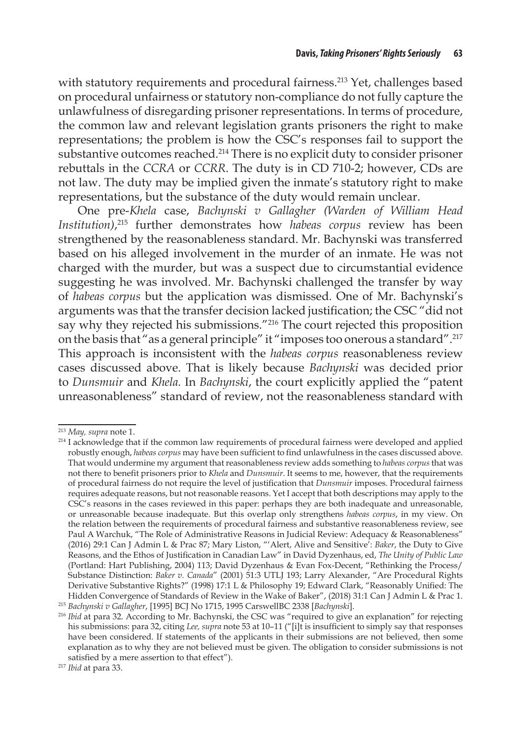with statutory requirements and procedural fairness.[213] Yet, challenges based on procedural unfairness or statutory non-compliance do not fully capture the unlawfulness of disregarding prisoner representations. In terms of procedure, the common law and relevant legislation grants prisoners the right to make representations; the problem is how the CSC's responses fail to support the substantive outcomes reached.[214] There is no explicit duty to consider prisoner rebuttals in the *CCRA* or *CCRR*. The duty is in CD 710-2; however, CDs are not law. The duty may be implied given the inmate's statutory right to make representations, but the substance of the duty would remain unclear.

One pre-*Khela* case, *Bachynski v Gallagher (Warden of William Head Institution)*,[215] further demonstrates how *habeas corpus* review has been strengthened by the reasonableness standard. Mr. Bachynski was transferred based on his alleged involvement in the murder of an inmate. He was not charged with the murder, but was a suspect due to circumstantial evidence suggesting he was involved. Mr. Bachynski challenged the transfer by way of *habeas corpus* but the application was dismissed. One of Mr. Bachynski's arguments was that the transfer decision lacked justification; the CSC "did not say why they rejected his submissions."[216] The court rejected this proposition on the basis that "as a general principle" it "imposes too onerous a standard".[217] This approach is inconsistent with the *habeas corpus* reasonableness review cases discussed above. That is likely because *Bachynski* was decided prior to *Dunsmuir* and *Khela*. In *Bachynski*, the court explicitly applied the "patent unreasonableness" standard of review, not the reasonableness standard with

---

[213] *May, supra* note 1.

[214] I acknowledge that if the common law requirements of procedural fairness were developed and applied robustly enough, *habeas corpus* may have been sufficient to find unlawfulness in the cases discussed above. That would undermine my argument that reasonableness review adds something to *habeas corpus* that was not there to benefit prisoners prior to *Khela* and *Dunsmuir*. It seems to me, however, that the requirements of procedural fairness do not require the level of justification that *Dunsmuir* imposes. Procedural fairness requires adequate reasons, but not reasonable reasons. Yet I accept that both descriptions may apply to the CSC's reasons in the cases reviewed in this paper: perhaps they are both inadequate and unreasonable, or unreasonable because inadequate. But this overlap only strengthens *habeas corpus*, in my view. On the relation between the requirements of procedural fairness and substantive reasonableness review, see Paul A Warchuk, "The Role of Administrative Reasons in Judicial Review: Adequacy & Reasonableness" (2016) 29:1 Can J Admin L & Prac 87; Mary Liston, "'Alert, Alive and Sensitive': *Baker*, the Duty to Give Reasons, and the Ethos of Justification in Canadian Law" in David Dyzenhaus, ed, *The Unity of Public Law* (Portland: Hart Publishing, 2004) 113; David Dyzenhaus & Evan Fox-Decent, "Rethinking the Process/Substance Distinction: *Baker v. Canada*" (2001) 51:3 UTLJ 193; Larry Alexander, "Are Procedural Rights Derivative Substantive Rights?" (1998) 17:1 L & Philosophy 19; Edward Clark, "Reasonably Unified: The Hidden Convergence of Standards of Review in the Wake of Baker", (2018) 31:1 Can J Admin L & Prac 1.

[215] *Bachynski v Gallagher*, [1995] BCJ No 1715, 1995 CarswellBC 2338 [*Bachynski*].

[216] *Ibid* at para 32. According to Mr. Bachynski, the CSC was "required to give an explanation" for rejecting his submissions: para 32, citing *Lee, supra* note 53 at 10–11 ("[i]t is insufficient to simply say that responses have been considered. If statements of the applicants in their submissions are not believed, then some explanation as to why they are not believed must be given. The obligation to consider submissions is not satisfied by a mere assertion to that effect").

[217] *Ibid* at para 33.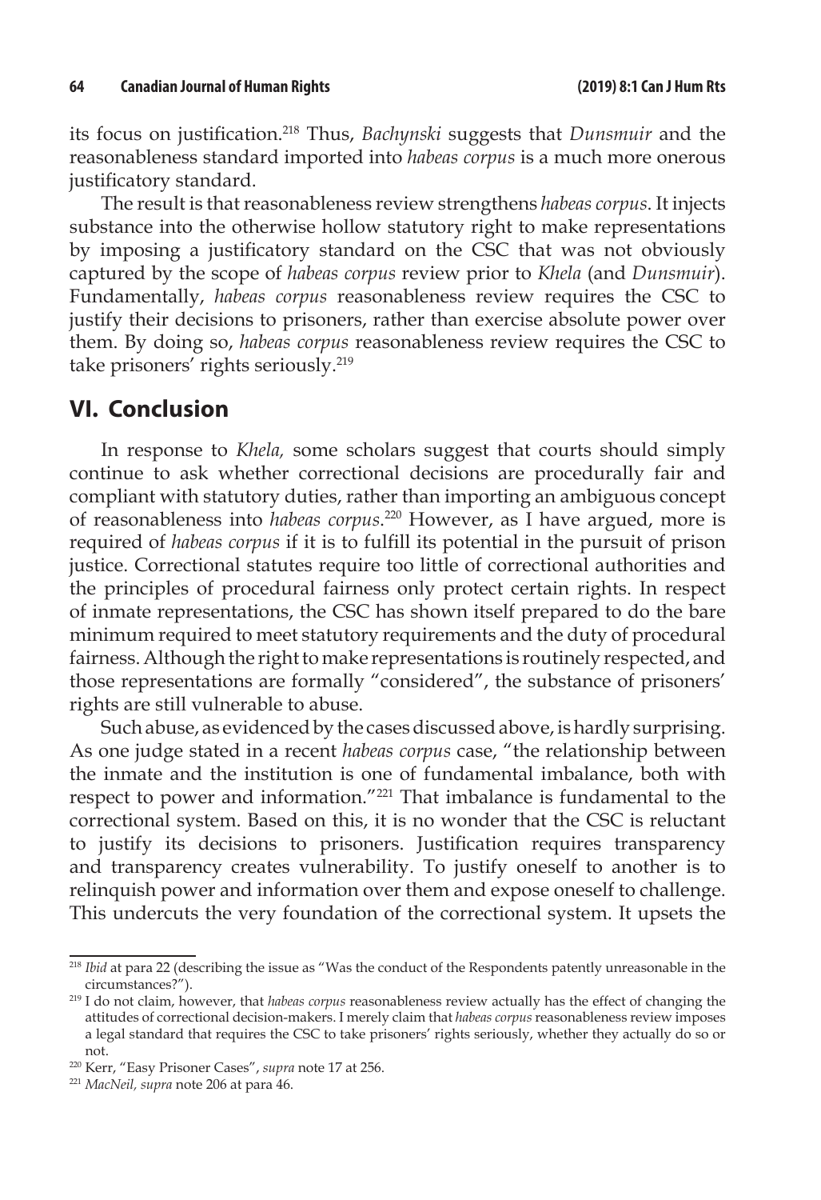its focus on justification.[218] Thus, *Bachynski* suggests that *Dunsmuir* and the reasonableness standard imported into *habeas corpus* is a much more onerous justificatory standard.

The result is that reasonableness review strengthens *habeas corpus*. It injects substance into the otherwise hollow statutory right to make representations by imposing a justificatory standard on the CSC that was not obviously captured by the scope of *habeas corpus* review prior to *Khela* (and *Dunsmuir*). Fundamentally, *habeas corpus* reasonableness review requires the CSC to justify their decisions to prisoners, rather than exercise absolute power over them. By doing so, *habeas corpus* reasonableness review requires the CSC to take prisoners' rights seriously.[219]

## VI. Conclusion

In response to *Khela,* some scholars suggest that courts should simply continue to ask whether correctional decisions are procedurally fair and compliant with statutory duties, rather than importing an ambiguous concept of reasonableness into *habeas corpus*.[220] However, as I have argued, more is required of *habeas corpus* if it is to fulfill its potential in the pursuit of prison justice. Correctional statutes require too little of correctional authorities and the principles of procedural fairness only protect certain rights. In respect of inmate representations, the CSC has shown itself prepared to do the bare minimum required to meet statutory requirements and the duty of procedural fairness. Although the right to make representations is routinely respected, and those representations are formally "considered", the substance of prisoners' rights are still vulnerable to abuse.

Such abuse, as evidenced by the cases discussed above, is hardly surprising. As one judge stated in a recent *habeas corpus* case, "the relationship between the inmate and the institution is one of fundamental imbalance, both with respect to power and information."[221] That imbalance is fundamental to the correctional system. Based on this, it is no wonder that the CSC is reluctant to justify its decisions to prisoners. Justification requires transparency and transparency creates vulnerability. To justify oneself to another is to relinquish power and information over them and expose oneself to challenge. This undercuts the very foundation of the correctional system. It upsets the

---

[218] *Ibid* at para 22 (describing the issue as "Was the conduct of the Respondents patently unreasonable in the circumstances?").

[219] I do not claim, however, that *habeas corpus* reasonableness review actually has the effect of changing the attitudes of correctional decision-makers. I merely claim that *habeas corpus* reasonableness review imposes a legal standard that requires the CSC to take prisoners' rights seriously, whether they actually do so or not.

[220] Kerr, "Easy Prisoner Cases", *supra* note 17 at 256.

[221] *MacNeil, supra* note 206 at para 46.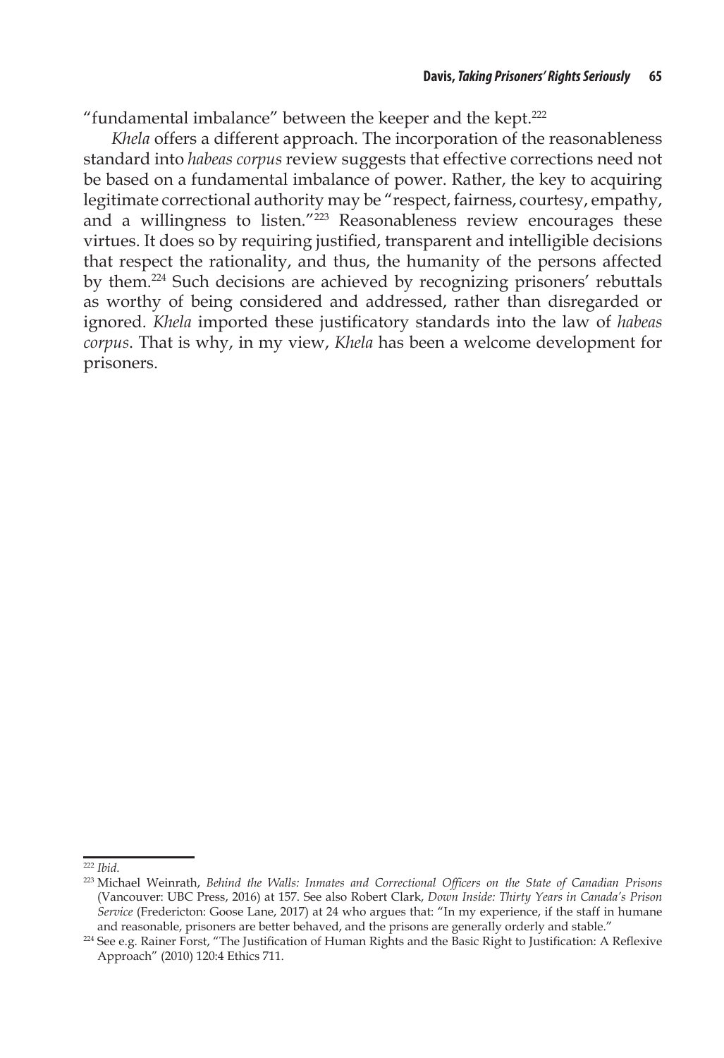"fundamental imbalance" between the keeper and the kept.[222]

*Khela* offers a different approach. The incorporation of the reasonableness standard into *habeas corpus* review suggests that effective corrections need not be based on a fundamental imbalance of power. Rather, the key to acquiring legitimate correctional authority may be "respect, fairness, courtesy, empathy, and a willingness to listen."[223] Reasonableness review encourages these virtues. It does so by requiring justified, transparent and intelligible decisions that respect the rationality, and thus, the humanity of the persons affected by them.[224] Such decisions are achieved by recognizing prisoners' rebuttals as worthy of being considered and addressed, rather than disregarded or ignored. *Khela* imported these justificatory standards into the law of *habeas corpus*. That is why, in my view, *Khela* has been a welcome development for prisoners.

---

[222] *Ibid.*

[223] Michael Weinrath, *Behind the Walls: Inmates and Correctional Officers on the State of Canadian Prisons* (Vancouver: UBC Press, 2016) at 157. See also Robert Clark, *Down Inside: Thirty Years in Canada's Prison Service* (Fredericton: Goose Lane, 2017) at 24 who argues that: "In my experience, if the staff in humane and reasonable, prisoners are better behaved, and the prisons are generally orderly and stable."

[224] See e.g. Rainer Forst, "The Justification of Human Rights and the Basic Right to Justification: A Reflexive Approach" (2010) 120:4 Ethics 711.